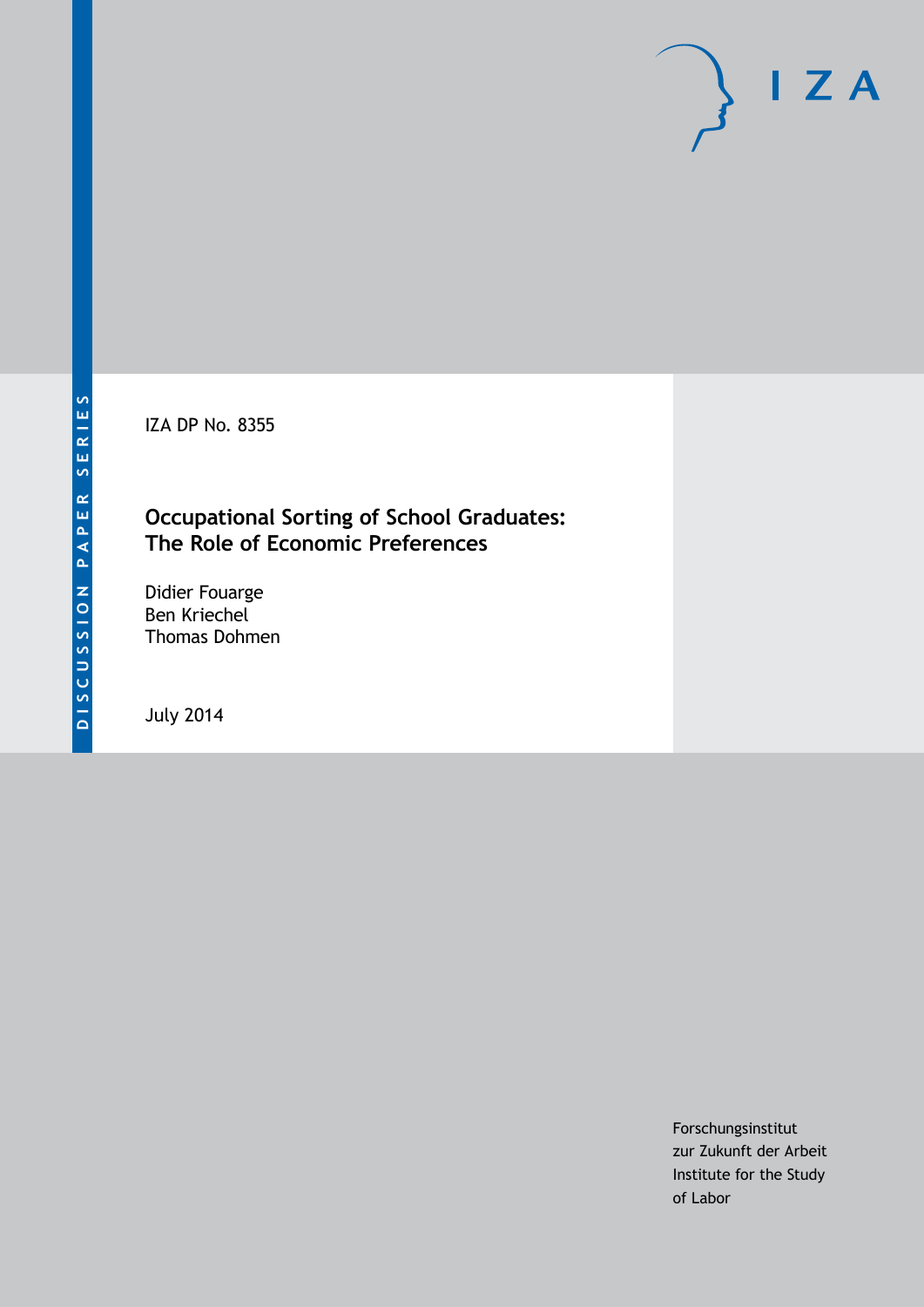IZA DP No. 8355

# Occupational Sorting of School Graduates: The Role of Economic Preferences

Didier Fouarge
Ben Kriechel
Thomas Dohmen

July 2014

Forschungsinstitut
zur Zukunft der Arbeit
Institute for the Study
of Labor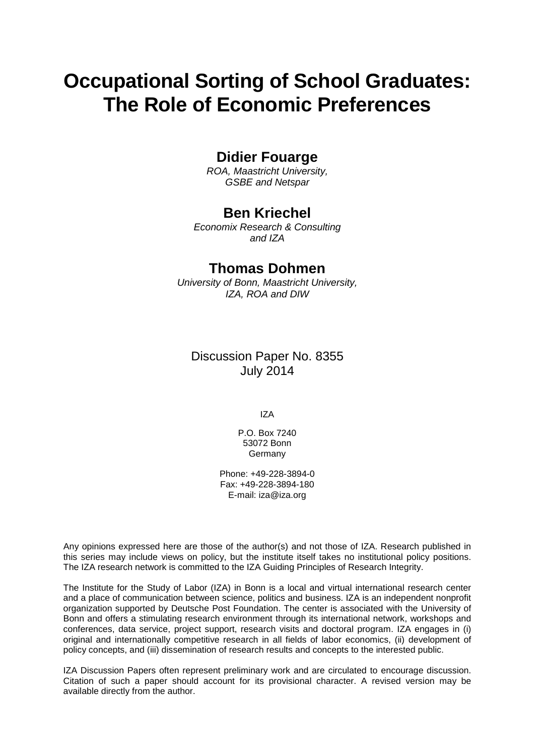# Occupational Sorting of School Graduates: The Role of Economic Preferences

## Didier Fouarge

*ROA, Maastricht University, GSBE and Netspar*

## Ben Kriechel

*Economix Research & Consulting and IZA*

## Thomas Dohmen

*University of Bonn, Maastricht University, IZA, ROA and DIW*

Discussion Paper No. 8355
July 2014

IZA

P.O. Box 7240
53072 Bonn
Germany

Phone: +49-228-3894-0
Fax: +49-228-3894-180
E-mail: iza@iza.org

Any opinions expressed here are those of the author(s) and not those of IZA. Research published in this series may include views on policy, but the institute itself takes no institutional policy positions. The IZA research network is committed to the IZA Guiding Principles of Research Integrity.

The Institute for the Study of Labor (IZA) in Bonn is a local and virtual international research center and a place of communication between science, politics and business. IZA is an independent nonprofit organization supported by Deutsche Post Foundation. The center is associated with the University of Bonn and offers a stimulating research environment through its international network, workshops and conferences, data service, project support, research visits and doctoral program. IZA engages in (i) original and internationally competitive research in all fields of labor economics, (ii) development of policy concepts, and (iii) dissemination of research results and concepts to the interested public.

IZA Discussion Papers often represent preliminary work and are circulated to encourage discussion. Citation of such a paper should account for its provisional character. A revised version may be available directly from the author.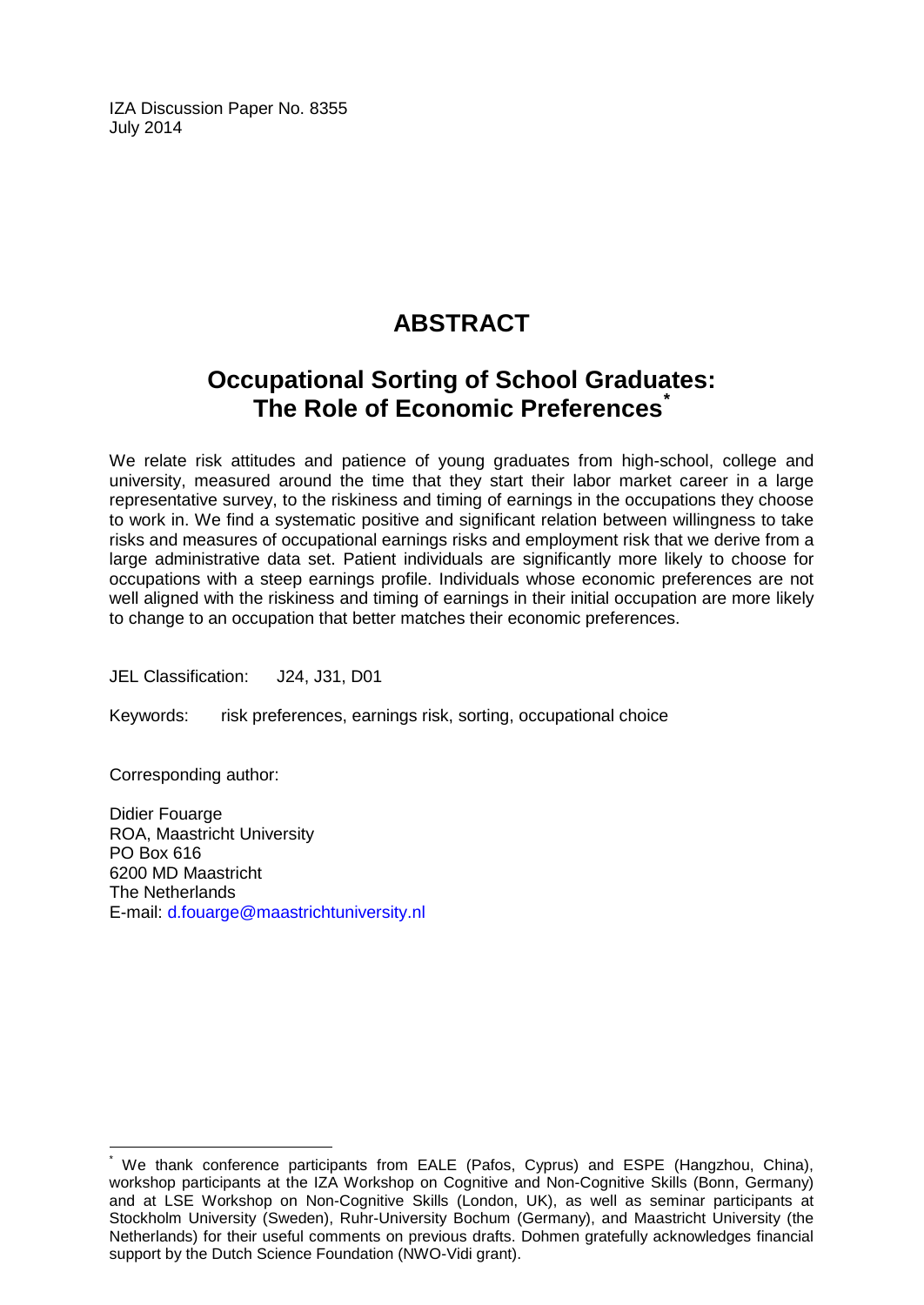IZA Discussion Paper No. 8355
July 2014

# ABSTRACT

## Occupational Sorting of School Graduates: The Role of Economic Preferences[*]

We relate risk attitudes and patience of young graduates from high-school, college and university, measured around the time that they start their labor market career in a large representative survey, to the riskiness and timing of earnings in the occupations they choose to work in. We find a systematic positive and significant relation between willingness to take risks and measures of occupational earnings risks and employment risk that we derive from a large administrative data set. Patient individuals are significantly more likely to choose for occupations with a steep earnings profile. Individuals whose economic preferences are not well aligned with the riskiness and timing of earnings in their initial occupation are more likely to change to an occupation that better matches their economic preferences.

JEL Classification: J24, J31, D01

Keywords: risk preferences, earnings risk, sorting, occupational choice

Corresponding author:

Didier Fouarge
ROA, Maastricht University
PO Box 616
6200 MD Maastricht
The Netherlands
E-mail: d.fouarge@maastrichtuniversity.nl

---

[*] We thank conference participants from EALE (Pafos, Cyprus) and ESPE (Hangzhou, China), workshop participants at the IZA Workshop on Cognitive and Non-Cognitive Skills (Bonn, Germany) and at LSE Workshop on Non-Cognitive Skills (London, UK), as well as seminar participants at Stockholm University (Sweden), Ruhr-University Bochum (Germany), and Maastricht University (the Netherlands) for their useful comments on previous drafts. Dohmen gratefully acknowledges financial support by the Dutch Science Foundation (NWO-Vidi grant).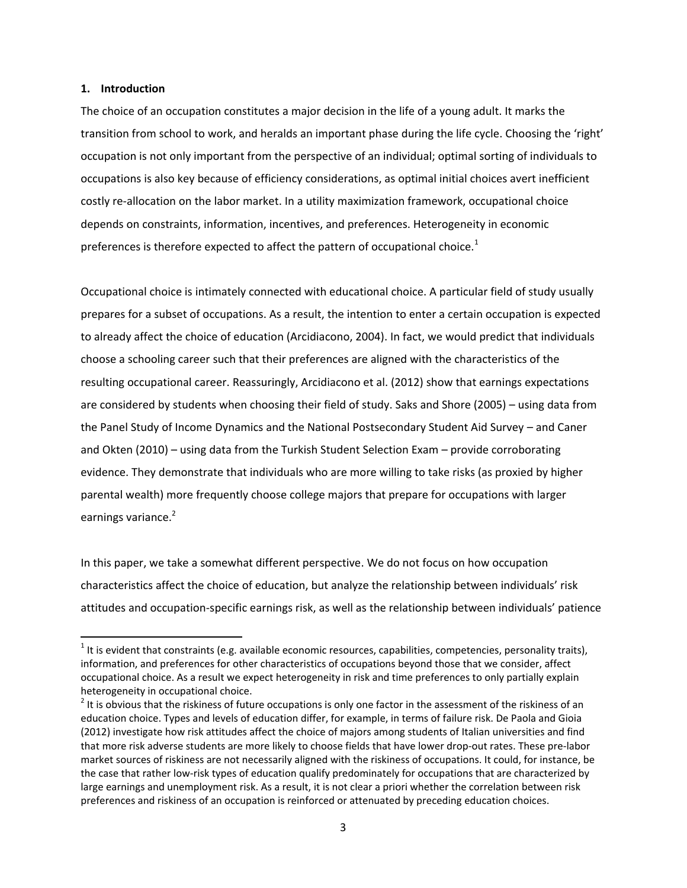## 1. Introduction

The choice of an occupation constitutes a major decision in the life of a young adult. It marks the transition from school to work, and heralds an important phase during the life cycle. Choosing the 'right' occupation is not only important from the perspective of an individual; optimal sorting of individuals to occupations is also key because of efficiency considerations, as optimal initial choices avert inefficient costly re-allocation on the labor market. In a utility maximization framework, occupational choice depends on constraints, information, incentives, and preferences. Heterogeneity in economic preferences is therefore expected to affect the pattern of occupational choice.[1]

Occupational choice is intimately connected with educational choice. A particular field of study usually prepares for a subset of occupations. As a result, the intention to enter a certain occupation is expected to already affect the choice of education (Arcidiacono, 2004). In fact, we would predict that individuals choose a schooling career such that their preferences are aligned with the characteristics of the resulting occupational career. Reassuringly, Arcidiacono et al. (2012) show that earnings expectations are considered by students when choosing their field of study. Saks and Shore (2005) – using data from the Panel Study of Income Dynamics and the National Postsecondary Student Aid Survey – and Caner and Okten (2010) – using data from the Turkish Student Selection Exam – provide corroborating evidence. They demonstrate that individuals who are more willing to take risks (as proxied by higher parental wealth) more frequently choose college majors that prepare for occupations with larger earnings variance.[2]

In this paper, we take a somewhat different perspective. We do not focus on how occupation characteristics affect the choice of education, but analyze the relationship between individuals' risk attitudes and occupation-specific earnings risk, as well as the relationship between individuals' patience

[1] It is evident that constraints (e.g. available economic resources, capabilities, competencies, personality traits), information, and preferences for other characteristics of occupations beyond those that we consider, affect occupational choice. As a result we expect heterogeneity in risk and time preferences to only partially explain heterogeneity in occupational choice.

[2] It is obvious that the riskiness of future occupations is only one factor in the assessment of the riskiness of an education choice. Types and levels of education differ, for example, in terms of failure risk. De Paola and Gioia (2012) investigate how risk attitudes affect the choice of majors among students of Italian universities and find that more risk adverse students are more likely to choose fields that have lower drop-out rates. These pre-labor market sources of riskiness are not necessarily aligned with the riskiness of occupations. It could, for instance, be the case that rather low-risk types of education qualify predominately for occupations that are characterized by large earnings and unemployment risk. As a result, it is not clear a priori whether the correlation between risk preferences and riskiness of an occupation is reinforced or attenuated by preceding education choices.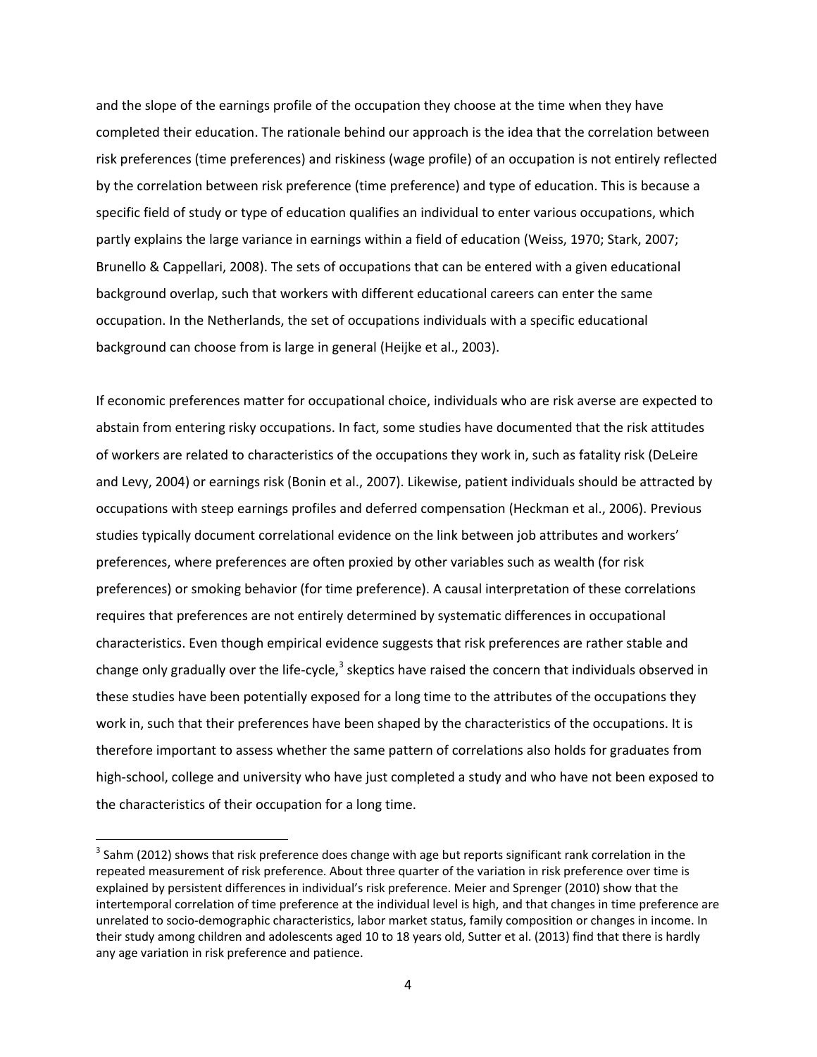and the slope of the earnings profile of the occupation they choose at the time when they have completed their education. The rationale behind our approach is the idea that the correlation between risk preferences (time preferences) and riskiness (wage profile) of an occupation is not entirely reflected by the correlation between risk preference (time preference) and type of education. This is because a specific field of study or type of education qualifies an individual to enter various occupations, which partly explains the large variance in earnings within a field of education (Weiss, 1970; Stark, 2007; Brunello & Cappellari, 2008). The sets of occupations that can be entered with a given educational background overlap, such that workers with different educational careers can enter the same occupation. In the Netherlands, the set of occupations individuals with a specific educational background can choose from is large in general (Heijke et al., 2003).

If economic preferences matter for occupational choice, individuals who are risk averse are expected to abstain from entering risky occupations. In fact, some studies have documented that the risk attitudes of workers are related to characteristics of the occupations they work in, such as fatality risk (DeLeire and Levy, 2004) or earnings risk (Bonin et al., 2007). Likewise, patient individuals should be attracted by occupations with steep earnings profiles and deferred compensation (Heckman et al., 2006). Previous studies typically document correlational evidence on the link between job attributes and workers' preferences, where preferences are often proxied by other variables such as wealth (for risk preferences) or smoking behavior (for time preference). A causal interpretation of these correlations requires that preferences are not entirely determined by systematic differences in occupational characteristics. Even though empirical evidence suggests that risk preferences are rather stable and change only gradually over the life-cycle,[3] skeptics have raised the concern that individuals observed in these studies have been potentially exposed for a long time to the attributes of the occupations they work in, such that their preferences have been shaped by the characteristics of the occupations. It is therefore important to assess whether the same pattern of correlations also holds for graduates from high-school, college and university who have just completed a study and who have not been exposed to the characteristics of their occupation for a long time.

[3] Sahm (2012) shows that risk preference does change with age but reports significant rank correlation in the repeated measurement of risk preference. About three quarter of the variation in risk preference over time is explained by persistent differences in individual's risk preference. Meier and Sprenger (2010) show that the intertemporal correlation of time preference at the individual level is high, and that changes in time preference are unrelated to socio-demographic characteristics, labor market status, family composition or changes in income. In their study among children and adolescents aged 10 to 18 years old, Sutter et al. (2013) find that there is hardly any age variation in risk preference and patience.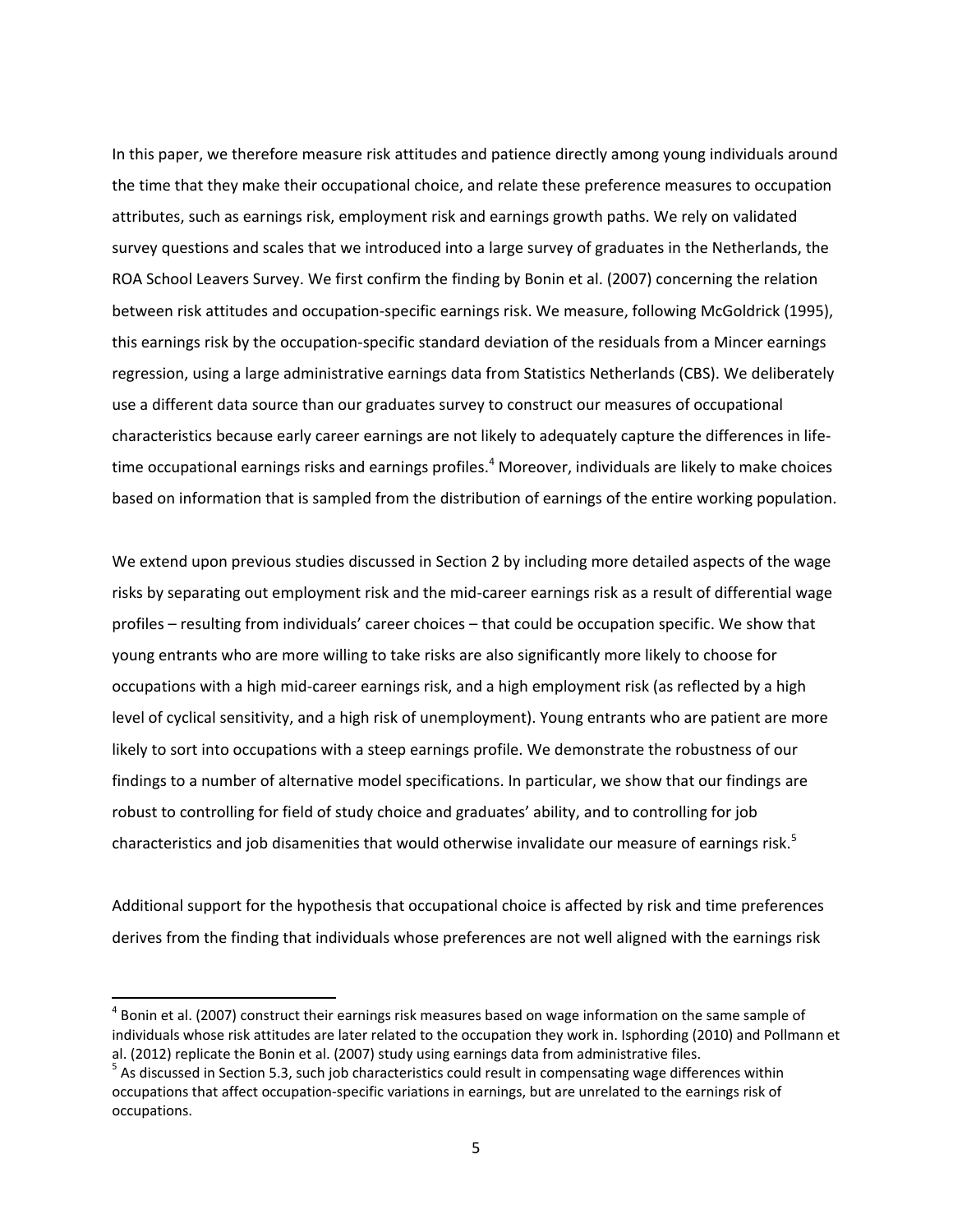In this paper, we therefore measure risk attitudes and patience directly among young individuals around the time that they make their occupational choice, and relate these preference measures to occupation attributes, such as earnings risk, employment risk and earnings growth paths. We rely on validated survey questions and scales that we introduced into a large survey of graduates in the Netherlands, the ROA School Leavers Survey. We first confirm the finding by Bonin et al. (2007) concerning the relation between risk attitudes and occupation-specific earnings risk. We measure, following McGoldrick (1995), this earnings risk by the occupation-specific standard deviation of the residuals from a Mincer earnings regression, using a large administrative earnings data from Statistics Netherlands (CBS). We deliberately use a different data source than our graduates survey to construct our measures of occupational characteristics because early career earnings are not likely to adequately capture the differences in life-time occupational earnings risks and earnings profiles.[4] Moreover, individuals are likely to make choices based on information that is sampled from the distribution of earnings of the entire working population.

We extend upon previous studies discussed in Section 2 by including more detailed aspects of the wage risks by separating out employment risk and the mid-career earnings risk as a result of differential wage profiles – resulting from individuals' career choices – that could be occupation specific. We show that young entrants who are more willing to take risks are also significantly more likely to choose for occupations with a high mid-career earnings risk, and a high employment risk (as reflected by a high level of cyclical sensitivity, and a high risk of unemployment). Young entrants who are patient are more likely to sort into occupations with a steep earnings profile. We demonstrate the robustness of our findings to a number of alternative model specifications. In particular, we show that our findings are robust to controlling for field of study choice and graduates' ability, and to controlling for job characteristics and job disamenities that would otherwise invalidate our measure of earnings risk.[5]

Additional support for the hypothesis that occupational choice is affected by risk and time preferences derives from the finding that individuals whose preferences are not well aligned with the earnings risk

---

[4] Bonin et al. (2007) construct their earnings risk measures based on wage information on the same sample of individuals whose risk attitudes are later related to the occupation they work in. Isphording (2010) and Pollmann et al. (2012) replicate the Bonin et al. (2007) study using earnings data from administrative files.

[5] As discussed in Section 5.3, such job characteristics could result in compensating wage differences within occupations that affect occupation-specific variations in earnings, but are unrelated to the earnings risk of occupations.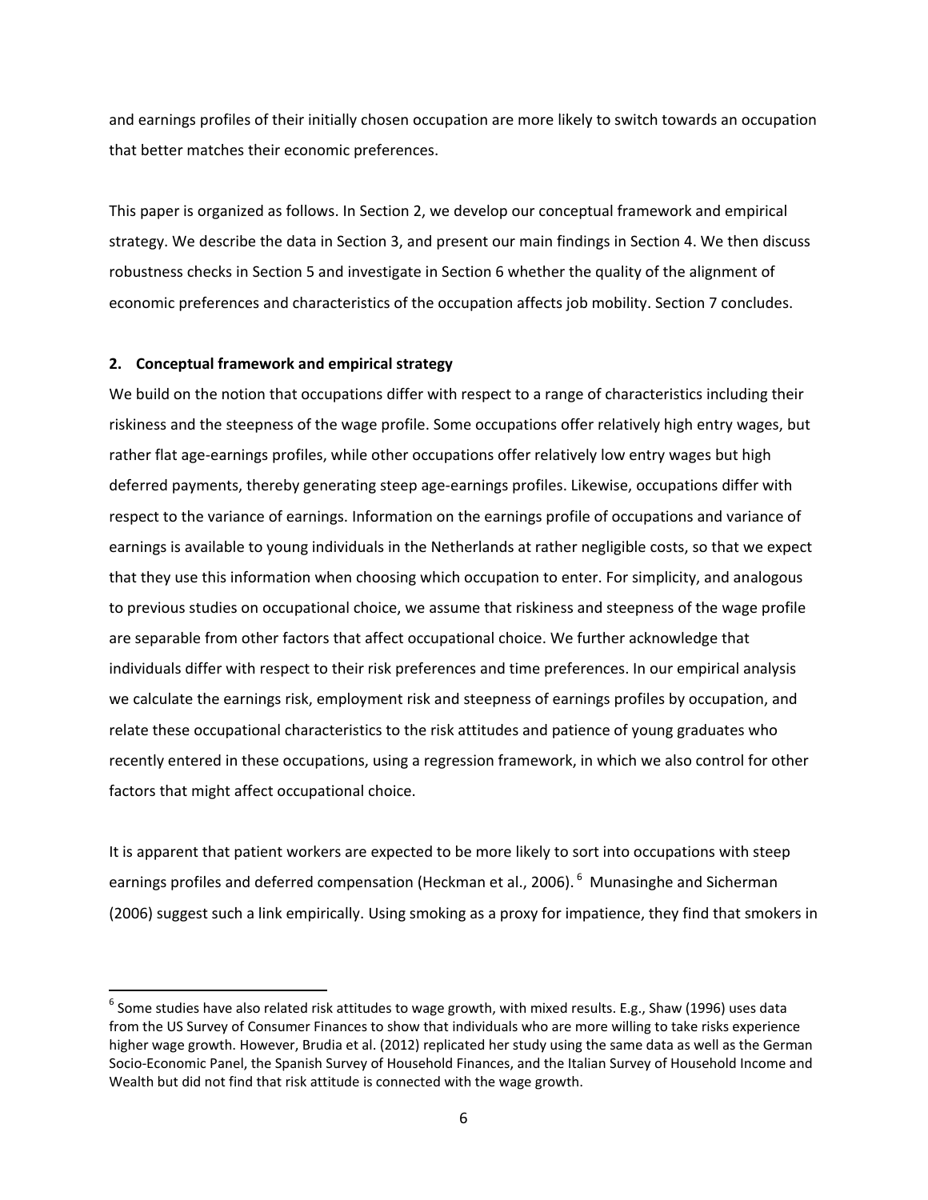and earnings profiles of their initially chosen occupation are more likely to switch towards an occupation that better matches their economic preferences.

This paper is organized as follows. In Section 2, we develop our conceptual framework and empirical strategy. We describe the data in Section 3, and present our main findings in Section 4. We then discuss robustness checks in Section 5 and investigate in Section 6 whether the quality of the alignment of economic preferences and characteristics of the occupation affects job mobility. Section 7 concludes.

## 2. Conceptual framework and empirical strategy

We build on the notion that occupations differ with respect to a range of characteristics including their riskiness and the steepness of the wage profile. Some occupations offer relatively high entry wages, but rather flat age-earnings profiles, while other occupations offer relatively low entry wages but high deferred payments, thereby generating steep age-earnings profiles. Likewise, occupations differ with respect to the variance of earnings. Information on the earnings profile of occupations and variance of earnings is available to young individuals in the Netherlands at rather negligible costs, so that we expect that they use this information when choosing which occupation to enter. For simplicity, and analogous to previous studies on occupational choice, we assume that riskiness and steepness of the wage profile are separable from other factors that affect occupational choice. We further acknowledge that individuals differ with respect to their risk preferences and time preferences. In our empirical analysis we calculate the earnings risk, employment risk and steepness of earnings profiles by occupation, and relate these occupational characteristics to the risk attitudes and patience of young graduates who recently entered in these occupations, using a regression framework, in which we also control for other factors that might affect occupational choice.

It is apparent that patient workers are expected to be more likely to sort into occupations with steep earnings profiles and deferred compensation (Heckman et al., 2006).[6] Munasinghe and Sicherman (2006) suggest such a link empirically. Using smoking as a proxy for impatience, they find that smokers in

[6] Some studies have also related risk attitudes to wage growth, with mixed results. E.g., Shaw (1996) uses data from the US Survey of Consumer Finances to show that individuals who are more willing to take risks experience higher wage growth. However, Brudia et al. (2012) replicated her study using the same data as well as the German Socio-Economic Panel, the Spanish Survey of Household Finances, and the Italian Survey of Household Income and Wealth but did not find that risk attitude is connected with the wage growth.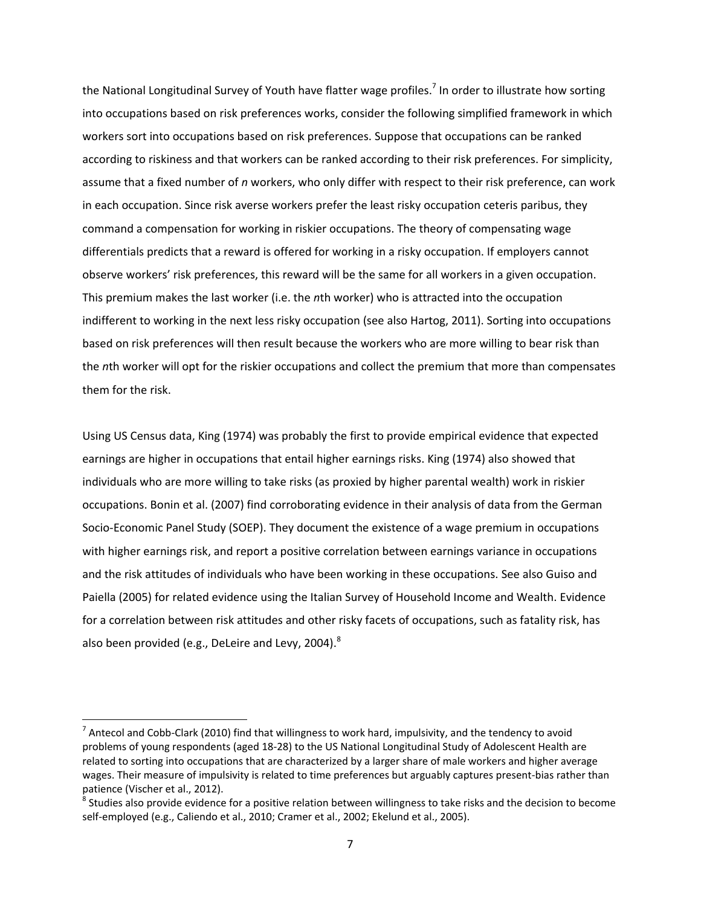the National Longitudinal Survey of Youth have flatter wage profiles.[7] In order to illustrate how sorting into occupations based on risk preferences works, consider the following simplified framework in which workers sort into occupations based on risk preferences. Suppose that occupations can be ranked according to riskiness and that workers can be ranked according to their risk preferences. For simplicity, assume that a fixed number of *n* workers, who only differ with respect to their risk preference, can work in each occupation. Since risk averse workers prefer the least risky occupation ceteris paribus, they command a compensation for working in riskier occupations. The theory of compensating wage differentials predicts that a reward is offered for working in a risky occupation. If employers cannot observe workers' risk preferences, this reward will be the same for all workers in a given occupation. This premium makes the last worker (i.e. the *n*th worker) who is attracted into the occupation indifferent to working in the next less risky occupation (see also Hartog, 2011). Sorting into occupations based on risk preferences will then result because the workers who are more willing to bear risk than the *n*th worker will opt for the riskier occupations and collect the premium that more than compensates them for the risk.

Using US Census data, King (1974) was probably the first to provide empirical evidence that expected earnings are higher in occupations that entail higher earnings risks. King (1974) also showed that individuals who are more willing to take risks (as proxied by higher parental wealth) work in riskier occupations. Bonin et al. (2007) find corroborating evidence in their analysis of data from the German Socio-Economic Panel Study (SOEP). They document the existence of a wage premium in occupations with higher earnings risk, and report a positive correlation between earnings variance in occupations and the risk attitudes of individuals who have been working in these occupations. See also Guiso and Paiella (2005) for related evidence using the Italian Survey of Household Income and Wealth. Evidence for a correlation between risk attitudes and other risky facets of occupations, such as fatality risk, has also been provided (e.g., DeLeire and Levy, 2004).[8]

---

[7] Antecol and Cobb-Clark (2010) find that willingness to work hard, impulsivity, and the tendency to avoid problems of young respondents (aged 18-28) to the US National Longitudinal Study of Adolescent Health are related to sorting into occupations that are characterized by a larger share of male workers and higher average wages. Their measure of impulsivity is related to time preferences but arguably captures present-bias rather than patience (Vischer et al., 2012).

[8] Studies also provide evidence for a positive relation between willingness to take risks and the decision to become self-employed (e.g., Caliendo et al., 2010; Cramer et al., 2002; Ekelund et al., 2005).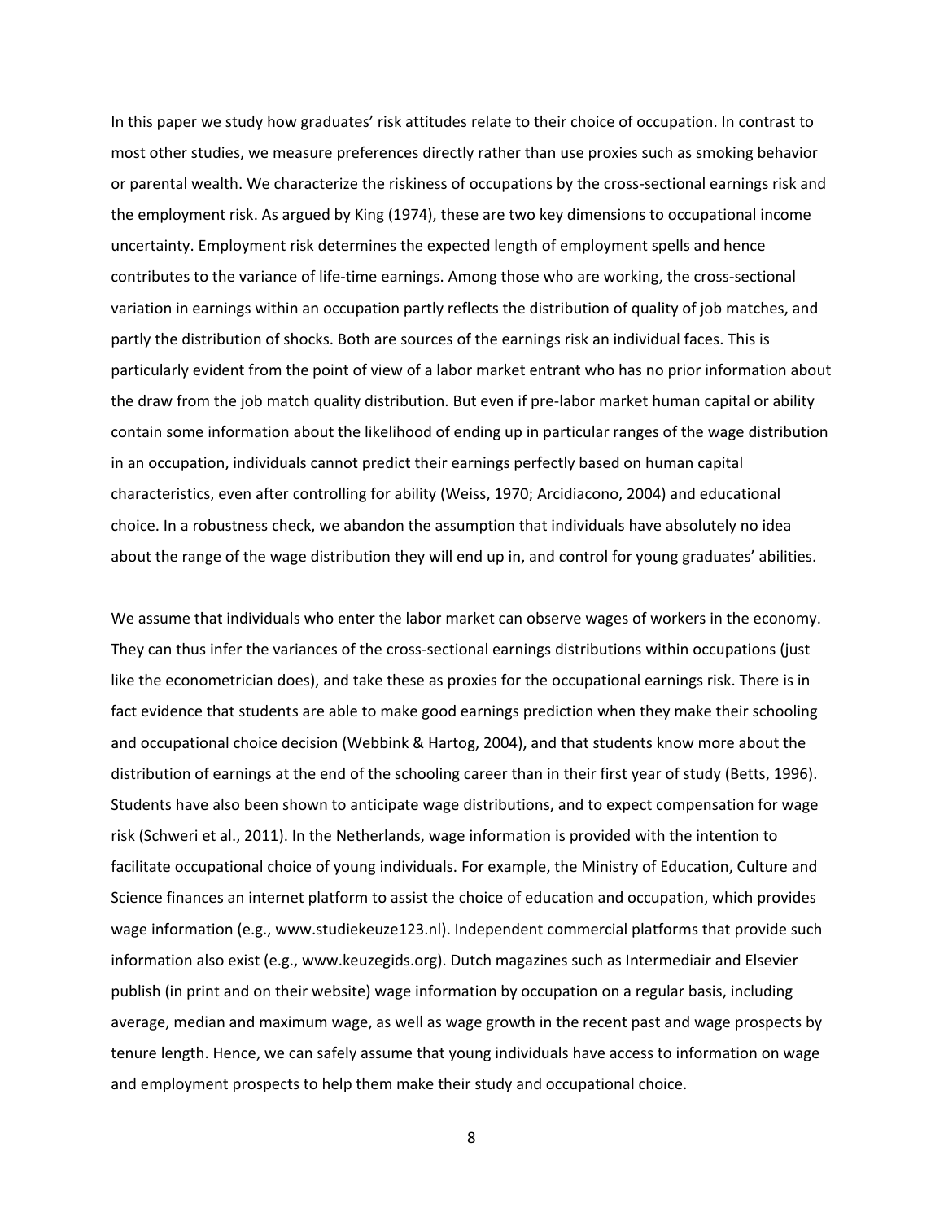In this paper we study how graduates' risk attitudes relate to their choice of occupation. In contrast to most other studies, we measure preferences directly rather than use proxies such as smoking behavior or parental wealth. We characterize the riskiness of occupations by the cross-sectional earnings risk and the employment risk. As argued by King (1974), these are two key dimensions to occupational income uncertainty. Employment risk determines the expected length of employment spells and hence contributes to the variance of life-time earnings. Among those who are working, the cross-sectional variation in earnings within an occupation partly reflects the distribution of quality of job matches, and partly the distribution of shocks. Both are sources of the earnings risk an individual faces. This is particularly evident from the point of view of a labor market entrant who has no prior information about the draw from the job match quality distribution. But even if pre-labor market human capital or ability contain some information about the likelihood of ending up in particular ranges of the wage distribution in an occupation, individuals cannot predict their earnings perfectly based on human capital characteristics, even after controlling for ability (Weiss, 1970; Arcidiacono, 2004) and educational choice. In a robustness check, we abandon the assumption that individuals have absolutely no idea about the range of the wage distribution they will end up in, and control for young graduates' abilities.

We assume that individuals who enter the labor market can observe wages of workers in the economy. They can thus infer the variances of the cross-sectional earnings distributions within occupations (just like the econometrician does), and take these as proxies for the occupational earnings risk. There is in fact evidence that students are able to make good earnings prediction when they make their schooling and occupational choice decision (Webbink & Hartog, 2004), and that students know more about the distribution of earnings at the end of the schooling career than in their first year of study (Betts, 1996). Students have also been shown to anticipate wage distributions, and to expect compensation for wage risk (Schweri et al., 2011). In the Netherlands, wage information is provided with the intention to facilitate occupational choice of young individuals. For example, the Ministry of Education, Culture and Science finances an internet platform to assist the choice of education and occupation, which provides wage information (e.g., www.studiekeuze123.nl). Independent commercial platforms that provide such information also exist (e.g., www.keuzegids.org). Dutch magazines such as Intermediair and Elsevier publish (in print and on their website) wage information by occupation on a regular basis, including average, median and maximum wage, as well as wage growth in the recent past and wage prospects by tenure length. Hence, we can safely assume that young individuals have access to information on wage and employment prospects to help them make their study and occupational choice.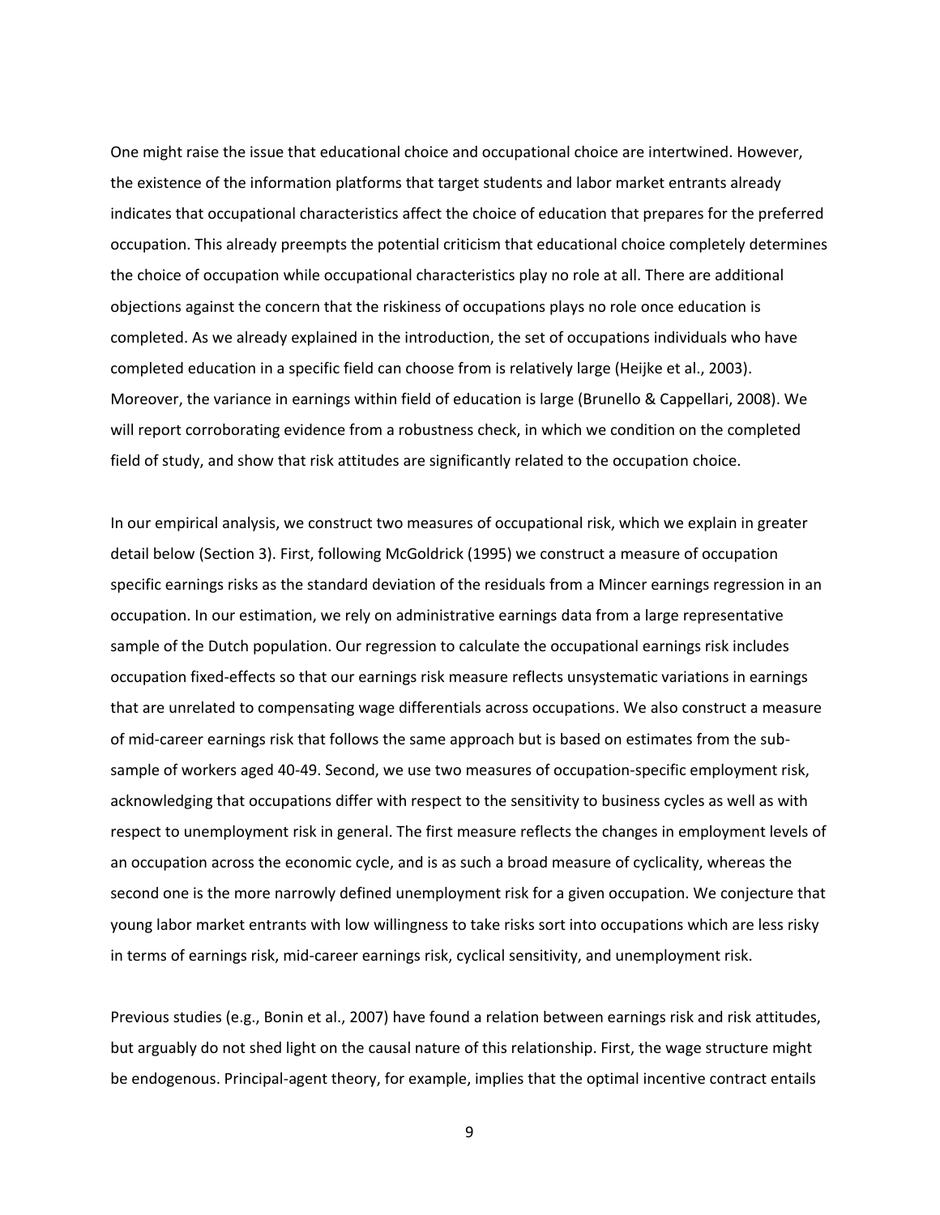One might raise the issue that educational choice and occupational choice are intertwined. However, the existence of the information platforms that target students and labor market entrants already indicates that occupational characteristics affect the choice of education that prepares for the preferred occupation. This already preempts the potential criticism that educational choice completely determines the choice of occupation while occupational characteristics play no role at all. There are additional objections against the concern that the riskiness of occupations plays no role once education is completed. As we already explained in the introduction, the set of occupations individuals who have completed education in a specific field can choose from is relatively large (Heijke et al., 2003). Moreover, the variance in earnings within field of education is large (Brunello & Cappellari, 2008). We will report corroborating evidence from a robustness check, in which we condition on the completed field of study, and show that risk attitudes are significantly related to the occupation choice.

In our empirical analysis, we construct two measures of occupational risk, which we explain in greater detail below (Section 3). First, following McGoldrick (1995) we construct a measure of occupation specific earnings risks as the standard deviation of the residuals from a Mincer earnings regression in an occupation. In our estimation, we rely on administrative earnings data from a large representative sample of the Dutch population. Our regression to calculate the occupational earnings risk includes occupation fixed-effects so that our earnings risk measure reflects unsystematic variations in earnings that are unrelated to compensating wage differentials across occupations. We also construct a measure of mid-career earnings risk that follows the same approach but is based on estimates from the sub-sample of workers aged 40-49. Second, we use two measures of occupation-specific employment risk, acknowledging that occupations differ with respect to the sensitivity to business cycles as well as with respect to unemployment risk in general. The first measure reflects the changes in employment levels of an occupation across the economic cycle, and is as such a broad measure of cyclicality, whereas the second one is the more narrowly defined unemployment risk for a given occupation. We conjecture that young labor market entrants with low willingness to take risks sort into occupations which are less risky in terms of earnings risk, mid-career earnings risk, cyclical sensitivity, and unemployment risk.

Previous studies (e.g., Bonin et al., 2007) have found a relation between earnings risk and risk attitudes, but arguably do not shed light on the causal nature of this relationship. First, the wage structure might be endogenous. Principal-agent theory, for example, implies that the optimal incentive contract entails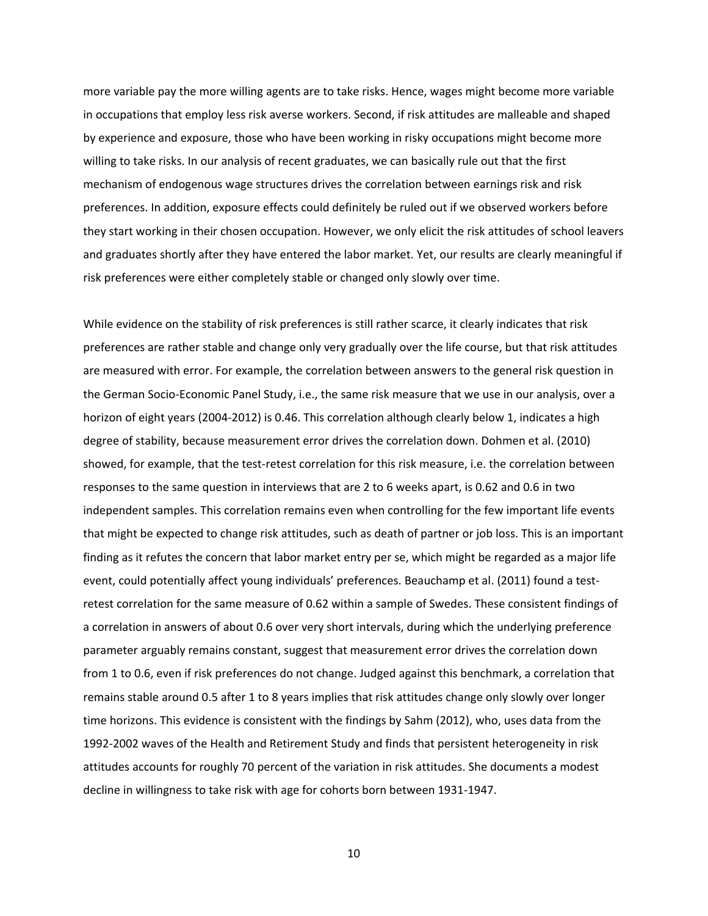more variable pay the more willing agents are to take risks. Hence, wages might become more variable in occupations that employ less risk averse workers. Second, if risk attitudes are malleable and shaped by experience and exposure, those who have been working in risky occupations might become more willing to take risks. In our analysis of recent graduates, we can basically rule out that the first mechanism of endogenous wage structures drives the correlation between earnings risk and risk preferences. In addition, exposure effects could definitely be ruled out if we observed workers before they start working in their chosen occupation. However, we only elicit the risk attitudes of school leavers and graduates shortly after they have entered the labor market. Yet, our results are clearly meaningful if risk preferences were either completely stable or changed only slowly over time.

While evidence on the stability of risk preferences is still rather scarce, it clearly indicates that risk preferences are rather stable and change only very gradually over the life course, but that risk attitudes are measured with error. For example, the correlation between answers to the general risk question in the German Socio-Economic Panel Study, i.e., the same risk measure that we use in our analysis, over a horizon of eight years (2004-2012) is 0.46. This correlation although clearly below 1, indicates a high degree of stability, because measurement error drives the correlation down. Dohmen et al. (2010) showed, for example, that the test-retest correlation for this risk measure, i.e. the correlation between responses to the same question in interviews that are 2 to 6 weeks apart, is 0.62 and 0.6 in two independent samples. This correlation remains even when controlling for the few important life events that might be expected to change risk attitudes, such as death of partner or job loss. This is an important finding as it refutes the concern that labor market entry per se, which might be regarded as a major life event, could potentially affect young individuals' preferences. Beauchamp et al. (2011) found a test-retest correlation for the same measure of 0.62 within a sample of Swedes. These consistent findings of a correlation in answers of about 0.6 over very short intervals, during which the underlying preference parameter arguably remains constant, suggest that measurement error drives the correlation down from 1 to 0.6, even if risk preferences do not change. Judged against this benchmark, a correlation that remains stable around 0.5 after 1 to 8 years implies that risk attitudes change only slowly over longer time horizons. This evidence is consistent with the findings by Sahm (2012), who, uses data from the 1992-2002 waves of the Health and Retirement Study and finds that persistent heterogeneity in risk attitudes accounts for roughly 70 percent of the variation in risk attitudes. She documents a modest decline in willingness to take risk with age for cohorts born between 1931-1947.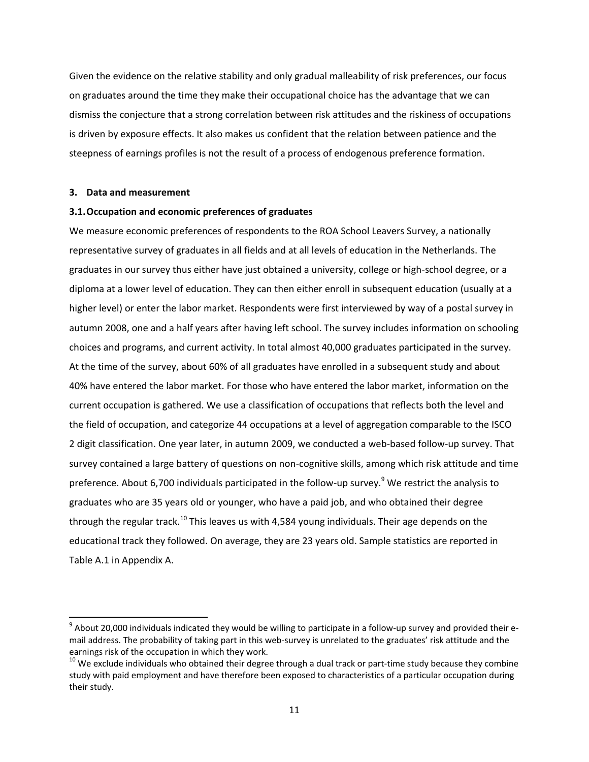Given the evidence on the relative stability and only gradual malleability of risk preferences, our focus on graduates around the time they make their occupational choice has the advantage that we can dismiss the conjecture that a strong correlation between risk attitudes and the riskiness of occupations is driven by exposure effects. It also makes us confident that the relation between patience and the steepness of earnings profiles is not the result of a process of endogenous preference formation.

### 3. Data and measurement

#### 3.1. Occupation and economic preferences of graduates

We measure economic preferences of respondents to the ROA School Leavers Survey, a nationally representative survey of graduates in all fields and at all levels of education in the Netherlands. The graduates in our survey thus either have just obtained a university, college or high-school degree, or a diploma at a lower level of education. They can then either enroll in subsequent education (usually at a higher level) or enter the labor market. Respondents were first interviewed by way of a postal survey in autumn 2008, one and a half years after having left school. The survey includes information on schooling choices and programs, and current activity. In total almost 40,000 graduates participated in the survey. At the time of the survey, about 60% of all graduates have enrolled in a subsequent study and about 40% have entered the labor market. For those who have entered the labor market, information on the current occupation is gathered. We use a classification of occupations that reflects both the level and the field of occupation, and categorize 44 occupations at a level of aggregation comparable to the ISCO 2 digit classification. One year later, in autumn 2009, we conducted a web-based follow-up survey. That survey contained a large battery of questions on non-cognitive skills, among which risk attitude and time preference. About 6,700 individuals participated in the follow-up survey.[9] We restrict the analysis to graduates who are 35 years old or younger, who have a paid job, and who obtained their degree through the regular track.[10] This leaves us with 4,584 young individuals. Their age depends on the educational track they followed. On average, they are 23 years old. Sample statistics are reported in Table A.1 in Appendix A.

[9] About 20,000 individuals indicated they would be willing to participate in a follow-up survey and provided their e-mail address. The probability of taking part in this web-survey is unrelated to the graduates' risk attitude and the earnings risk of the occupation in which they work.

[10] We exclude individuals who obtained their degree through a dual track or part-time study because they combine study with paid employment and have therefore been exposed to characteristics of a particular occupation during their study.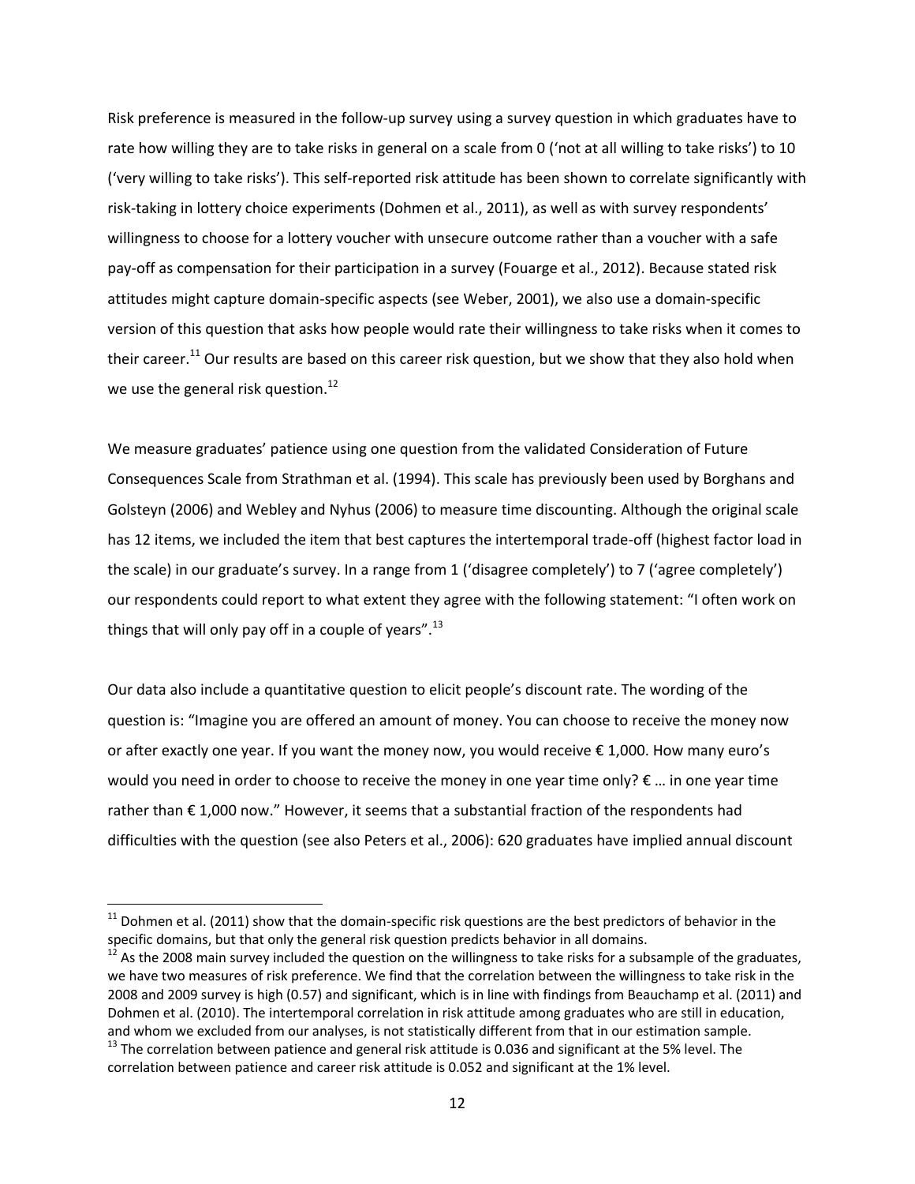Risk preference is measured in the follow-up survey using a survey question in which graduates have to rate how willing they are to take risks in general on a scale from 0 ('not at all willing to take risks') to 10 ('very willing to take risks'). This self-reported risk attitude has been shown to correlate significantly with risk-taking in lottery choice experiments (Dohmen et al., 2011), as well as with survey respondents' willingness to choose for a lottery voucher with unsecure outcome rather than a voucher with a safe pay-off as compensation for their participation in a survey (Fouarge et al., 2012). Because stated risk attitudes might capture domain-specific aspects (see Weber, 2001), we also use a domain-specific version of this question that asks how people would rate their willingness to take risks when it comes to their career.[11] Our results are based on this career risk question, but we show that they also hold when we use the general risk question.[12]

We measure graduates' patience using one question from the validated Consideration of Future Consequences Scale from Strathman et al. (1994). This scale has previously been used by Borghans and Golsteyn (2006) and Webley and Nyhus (2006) to measure time discounting. Although the original scale has 12 items, we included the item that best captures the intertemporal trade-off (highest factor load in the scale) in our graduate's survey. In a range from 1 ('disagree completely') to 7 ('agree completely') our respondents could report to what extent they agree with the following statement: "I often work on things that will only pay off in a couple of years".[13]

Our data also include a quantitative question to elicit people's discount rate. The wording of the question is: "Imagine you are offered an amount of money. You can choose to receive the money now or after exactly one year. If you want the money now, you would receive € 1,000. How many euro's would you need in order to choose to receive the money in one year time only? € … in one year time rather than € 1,000 now." However, it seems that a substantial fraction of the respondents had difficulties with the question (see also Peters et al., 2006): 620 graduates have implied annual discount

---

[11] Dohmen et al. (2011) show that the domain-specific risk questions are the best predictors of behavior in the specific domains, but that only the general risk question predicts behavior in all domains.

[12] As the 2008 main survey included the question on the willingness to take risks for a subsample of the graduates, we have two measures of risk preference. We find that the correlation between the willingness to take risk in the 2008 and 2009 survey is high (0.57) and significant, which is in line with findings from Beauchamp et al. (2011) and Dohmen et al. (2010). The intertemporal correlation in risk attitude among graduates who are still in education, and whom we excluded from our analyses, is not statistically different from that in our estimation sample.

[13] The correlation between patience and general risk attitude is 0.036 and significant at the 5% level. The correlation between patience and career risk attitude is 0.052 and significant at the 1% level.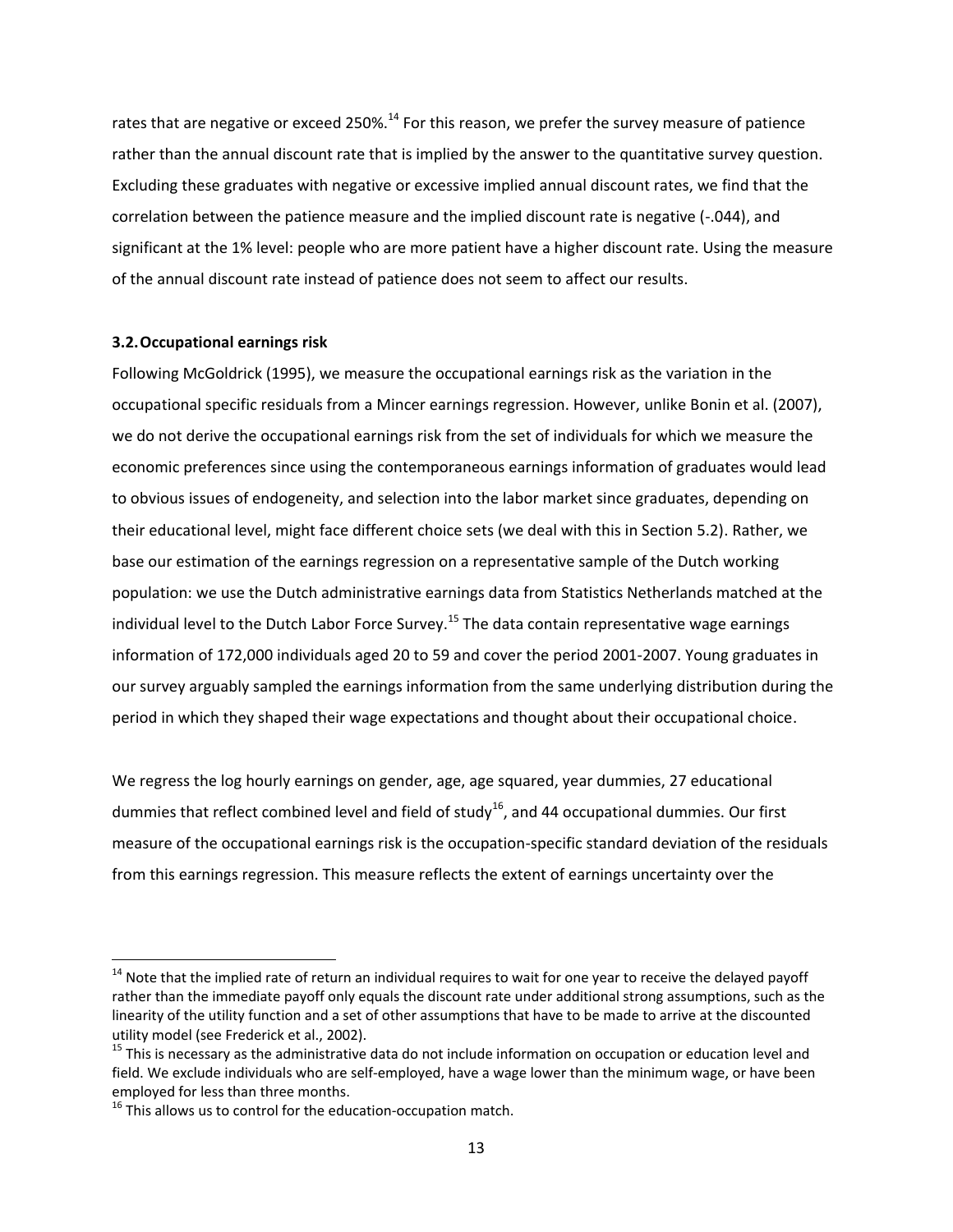rates that are negative or exceed 250%.[14] For this reason, we prefer the survey measure of patience rather than the annual discount rate that is implied by the answer to the quantitative survey question. Excluding these graduates with negative or excessive implied annual discount rates, we find that the correlation between the patience measure and the implied discount rate is negative (-.044), and significant at the 1% level: people who are more patient have a higher discount rate. Using the measure of the annual discount rate instead of patience does not seem to affect our results.

### 3.2. Occupational earnings risk

Following McGoldrick (1995), we measure the occupational earnings risk as the variation in the occupational specific residuals from a Mincer earnings regression. However, unlike Bonin et al. (2007), we do not derive the occupational earnings risk from the set of individuals for which we measure the economic preferences since using the contemporaneous earnings information of graduates would lead to obvious issues of endogeneity, and selection into the labor market since graduates, depending on their educational level, might face different choice sets (we deal with this in Section 5.2). Rather, we base our estimation of the earnings regression on a representative sample of the Dutch working population: we use the Dutch administrative earnings data from Statistics Netherlands matched at the individual level to the Dutch Labor Force Survey.[15] The data contain representative wage earnings information of 172,000 individuals aged 20 to 59 and cover the period 2001-2007. Young graduates in our survey arguably sampled the earnings information from the same underlying distribution during the period in which they shaped their wage expectations and thought about their occupational choice.

We regress the log hourly earnings on gender, age, age squared, year dummies, 27 educational dummies that reflect combined level and field of study[16], and 44 occupational dummies. Our first measure of the occupational earnings risk is the occupation-specific standard deviation of the residuals from this earnings regression. This measure reflects the extent of earnings uncertainty over the

---

[14] Note that the implied rate of return an individual requires to wait for one year to receive the delayed payoff rather than the immediate payoff only equals the discount rate under additional strong assumptions, such as the linearity of the utility function and a set of other assumptions that have to be made to arrive at the discounted utility model (see Frederick et al., 2002).

[15] This is necessary as the administrative data do not include information on occupation or education level and field. We exclude individuals who are self-employed, have a wage lower than the minimum wage, or have been employed for less than three months.

[16] This allows us to control for the education-occupation match.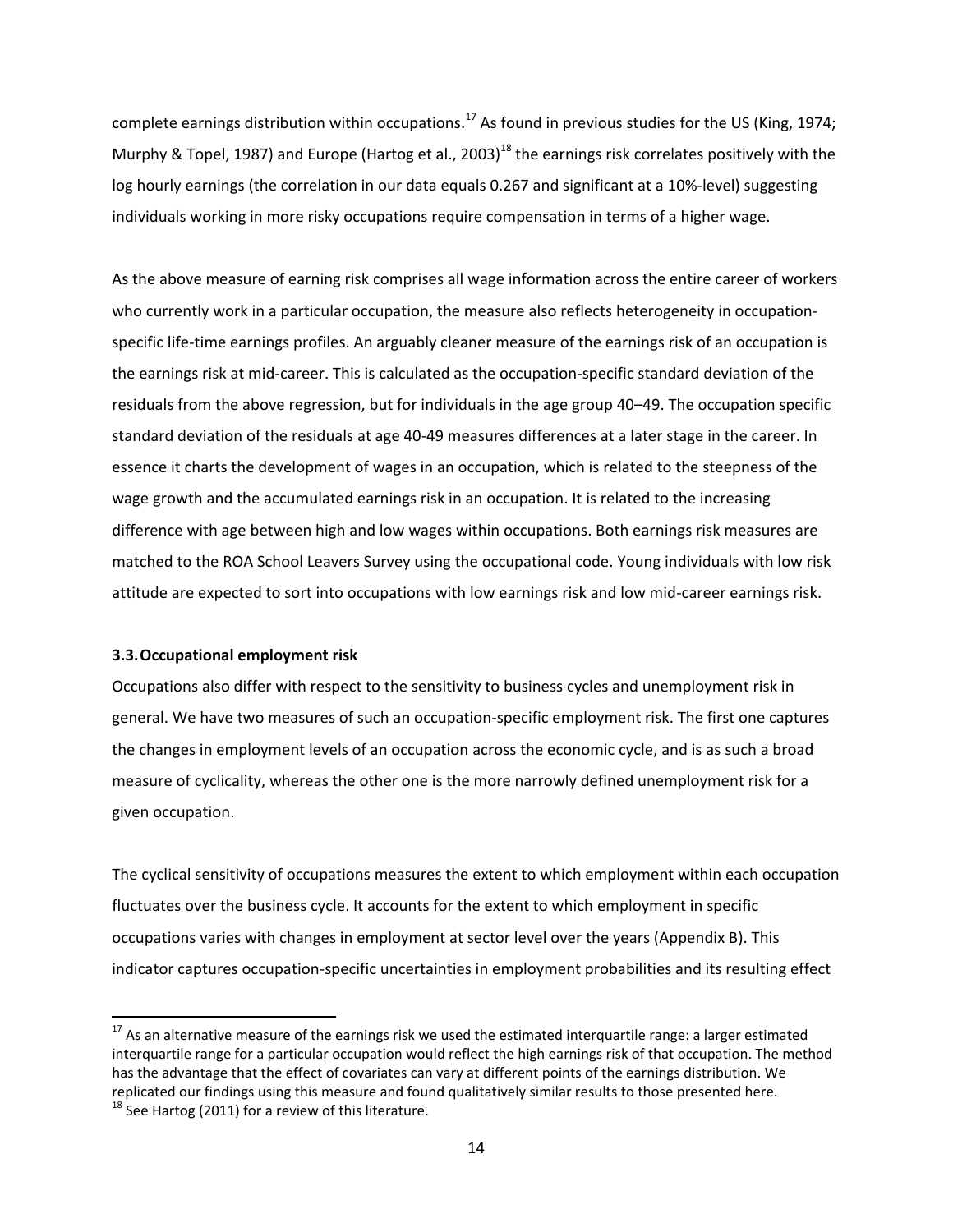complete earnings distribution within occupations.[17] As found in previous studies for the US (King, 1974; Murphy & Topel, 1987) and Europe (Hartog et al., 2003)[18] the earnings risk correlates positively with the log hourly earnings (the correlation in our data equals 0.267 and significant at a 10%-level) suggesting individuals working in more risky occupations require compensation in terms of a higher wage.

As the above measure of earning risk comprises all wage information across the entire career of workers who currently work in a particular occupation, the measure also reflects heterogeneity in occupation-specific life-time earnings profiles. An arguably cleaner measure of the earnings risk of an occupation is the earnings risk at mid-career. This is calculated as the occupation-specific standard deviation of the residuals from the above regression, but for individuals in the age group 40–49. The occupation specific standard deviation of the residuals at age 40-49 measures differences at a later stage in the career. In essence it charts the development of wages in an occupation, which is related to the steepness of the wage growth and the accumulated earnings risk in an occupation. It is related to the increasing difference with age between high and low wages within occupations. Both earnings risk measures are matched to the ROA School Leavers Survey using the occupational code. Young individuals with low risk attitude are expected to sort into occupations with low earnings risk and low mid-career earnings risk.

### 3.3. Occupational employment risk

Occupations also differ with respect to the sensitivity to business cycles and unemployment risk in general. We have two measures of such an occupation-specific employment risk. The first one captures the changes in employment levels of an occupation across the economic cycle, and is as such a broad measure of cyclicality, whereas the other one is the more narrowly defined unemployment risk for a given occupation.

The cyclical sensitivity of occupations measures the extent to which employment within each occupation fluctuates over the business cycle. It accounts for the extent to which employment in specific occupations varies with changes in employment at sector level over the years (Appendix B). This indicator captures occupation-specific uncertainties in employment probabilities and its resulting effect

---

[17] As an alternative measure of the earnings risk we used the estimated interquartile range: a larger estimated interquartile range for a particular occupation would reflect the high earnings risk of that occupation. The method has the advantage that the effect of covariates can vary at different points of the earnings distribution. We replicated our findings using this measure and found qualitatively similar results to those presented here.

[18] See Hartog (2011) for a review of this literature.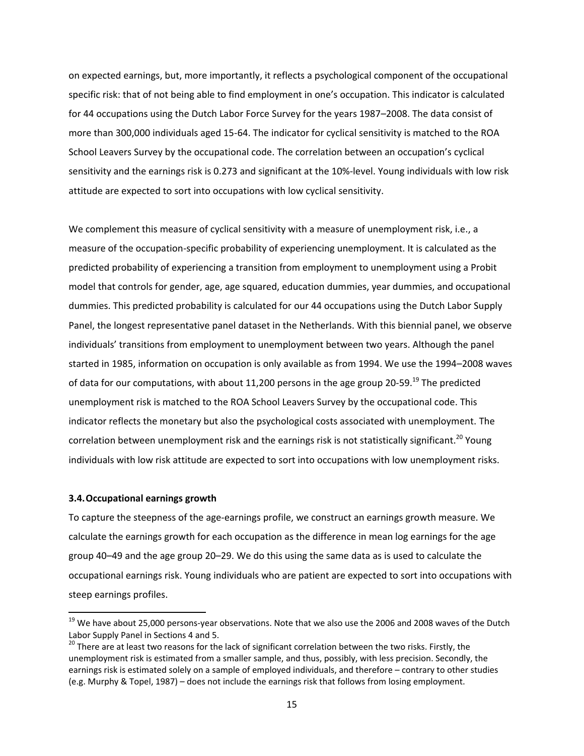on expected earnings, but, more importantly, it reflects a psychological component of the occupational specific risk: that of not being able to find employment in one's occupation. This indicator is calculated for 44 occupations using the Dutch Labor Force Survey for the years 1987–2008. The data consist of more than 300,000 individuals aged 15-64. The indicator for cyclical sensitivity is matched to the ROA School Leavers Survey by the occupational code. The correlation between an occupation's cyclical sensitivity and the earnings risk is 0.273 and significant at the 10%-level. Young individuals with low risk attitude are expected to sort into occupations with low cyclical sensitivity.

We complement this measure of cyclical sensitivity with a measure of unemployment risk, i.e., a measure of the occupation-specific probability of experiencing unemployment. It is calculated as the predicted probability of experiencing a transition from employment to unemployment using a Probit model that controls for gender, age, age squared, education dummies, year dummies, and occupational dummies. This predicted probability is calculated for our 44 occupations using the Dutch Labor Supply Panel, the longest representative panel dataset in the Netherlands. With this biennial panel, we observe individuals' transitions from employment to unemployment between two years. Although the panel started in 1985, information on occupation is only available as from 1994. We use the 1994–2008 waves of data for our computations, with about 11,200 persons in the age group 20-59.[19] The predicted unemployment risk is matched to the ROA School Leavers Survey by the occupational code. This indicator reflects the monetary but also the psychological costs associated with unemployment. The correlation between unemployment risk and the earnings risk is not statistically significant.[20] Young individuals with low risk attitude are expected to sort into occupations with low unemployment risks.

### 3.4. Occupational earnings growth

To capture the steepness of the age-earnings profile, we construct an earnings growth measure. We calculate the earnings growth for each occupation as the difference in mean log earnings for the age group 40–49 and the age group 20–29. We do this using the same data as is used to calculate the occupational earnings risk. Young individuals who are patient are expected to sort into occupations with steep earnings profiles.

[19] We have about 25,000 persons-year observations. Note that we also use the 2006 and 2008 waves of the Dutch Labor Supply Panel in Sections 4 and 5.

[20] There are at least two reasons for the lack of significant correlation between the two risks. Firstly, the unemployment risk is estimated from a smaller sample, and thus, possibly, with less precision. Secondly, the earnings risk is estimated solely on a sample of employed individuals, and therefore – contrary to other studies (e.g. Murphy & Topel, 1987) – does not include the earnings risk that follows from losing employment.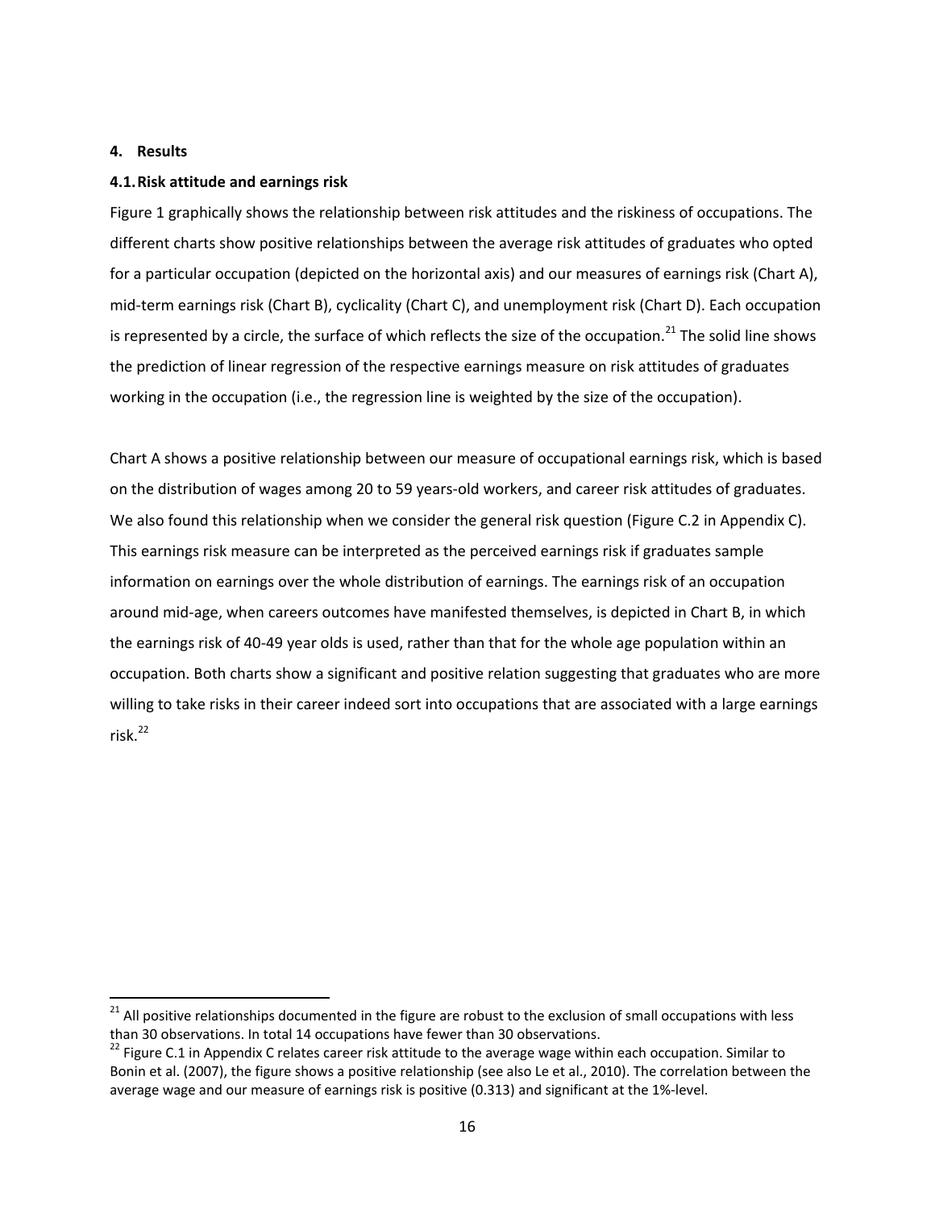## 4. Results

### 4.1. Risk attitude and earnings risk

Figure 1 graphically shows the relationship between risk attitudes and the riskiness of occupations. The different charts show positive relationships between the average risk attitudes of graduates who opted for a particular occupation (depicted on the horizontal axis) and our measures of earnings risk (Chart A), mid-term earnings risk (Chart B), cyclicality (Chart C), and unemployment risk (Chart D). Each occupation is represented by a circle, the surface of which reflects the size of the occupation.[21] The solid line shows the prediction of linear regression of the respective earnings measure on risk attitudes of graduates working in the occupation (i.e., the regression line is weighted by the size of the occupation).

Chart A shows a positive relationship between our measure of occupational earnings risk, which is based on the distribution of wages among 20 to 59 years-old workers, and career risk attitudes of graduates. We also found this relationship when we consider the general risk question (Figure C.2 in Appendix C). This earnings risk measure can be interpreted as the perceived earnings risk if graduates sample information on earnings over the whole distribution of earnings. The earnings risk of an occupation around mid-age, when careers outcomes have manifested themselves, is depicted in Chart B, in which the earnings risk of 40-49 year olds is used, rather than that for the whole age population within an occupation. Both charts show a significant and positive relation suggesting that graduates who are more willing to take risks in their career indeed sort into occupations that are associated with a large earnings risk.[22]

---

[21] All positive relationships documented in the figure are robust to the exclusion of small occupations with less than 30 observations. In total 14 occupations have fewer than 30 observations.

[22] Figure C.1 in Appendix C relates career risk attitude to the average wage within each occupation. Similar to Bonin et al. (2007), the figure shows a positive relationship (see also Le et al., 2010). The correlation between the average wage and our measure of earnings risk is positive (0.313) and significant at the 1%-level.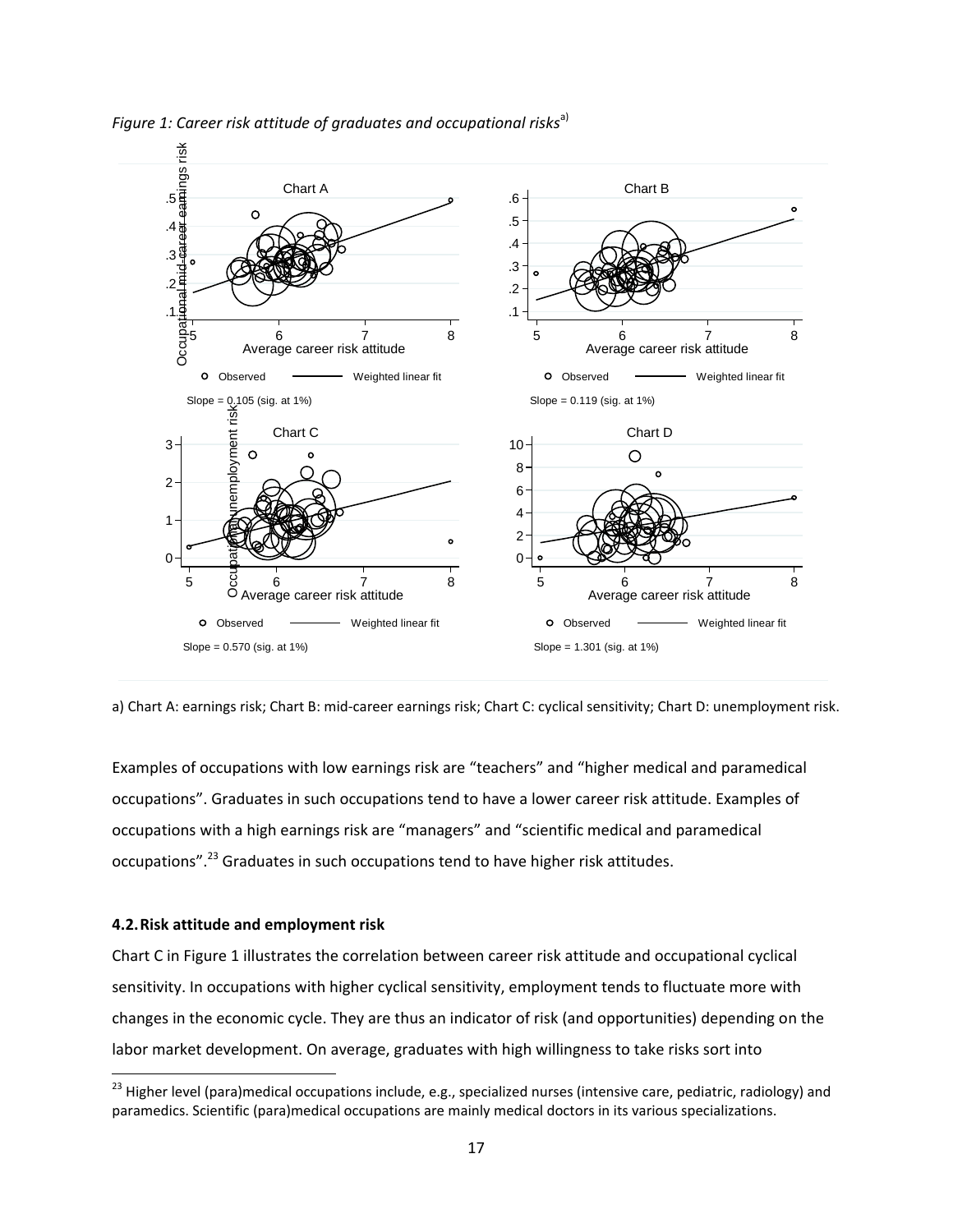*Figure 1: Career risk attitude of graduates and occupational risks*[a)]

Chart A — Occupational mid-career earnings risk vs. Average career risk attitude. Slope = 0.105 (sig. at 1%)

Chart B — Average career risk attitude. Slope = 0.119 (sig. at 1%)

Chart C — Occupational unemployment risk vs. Average career risk attitude. Slope = 0.570 (sig. at 1%)

Chart D — Average career risk attitude. Slope = 1.301 (sig. at 1%)

Legend: Observed; Weighted linear fit

a) Chart A: earnings risk; Chart B: mid-career earnings risk; Chart C: cyclical sensitivity; Chart D: unemployment risk.

Examples of occupations with low earnings risk are "teachers" and "higher medical and paramedical occupations". Graduates in such occupations tend to have a lower career risk attitude. Examples of occupations with a high earnings risk are "managers" and "scientific medical and paramedical occupations".[23] Graduates in such occupations tend to have higher risk attitudes.

#### 4.2. Risk attitude and employment risk

Chart C in Figure 1 illustrates the correlation between career risk attitude and occupational cyclical sensitivity. In occupations with higher cyclical sensitivity, employment tends to fluctuate more with changes in the economic cycle. They are thus an indicator of risk (and opportunities) depending on the labor market development. On average, graduates with high willingness to take risks sort into

[23] Higher level (para)medical occupations include, e.g., specialized nurses (intensive care, pediatric, radiology) and paramedics. Scientific (para)medical occupations are mainly medical doctors in its various specializations.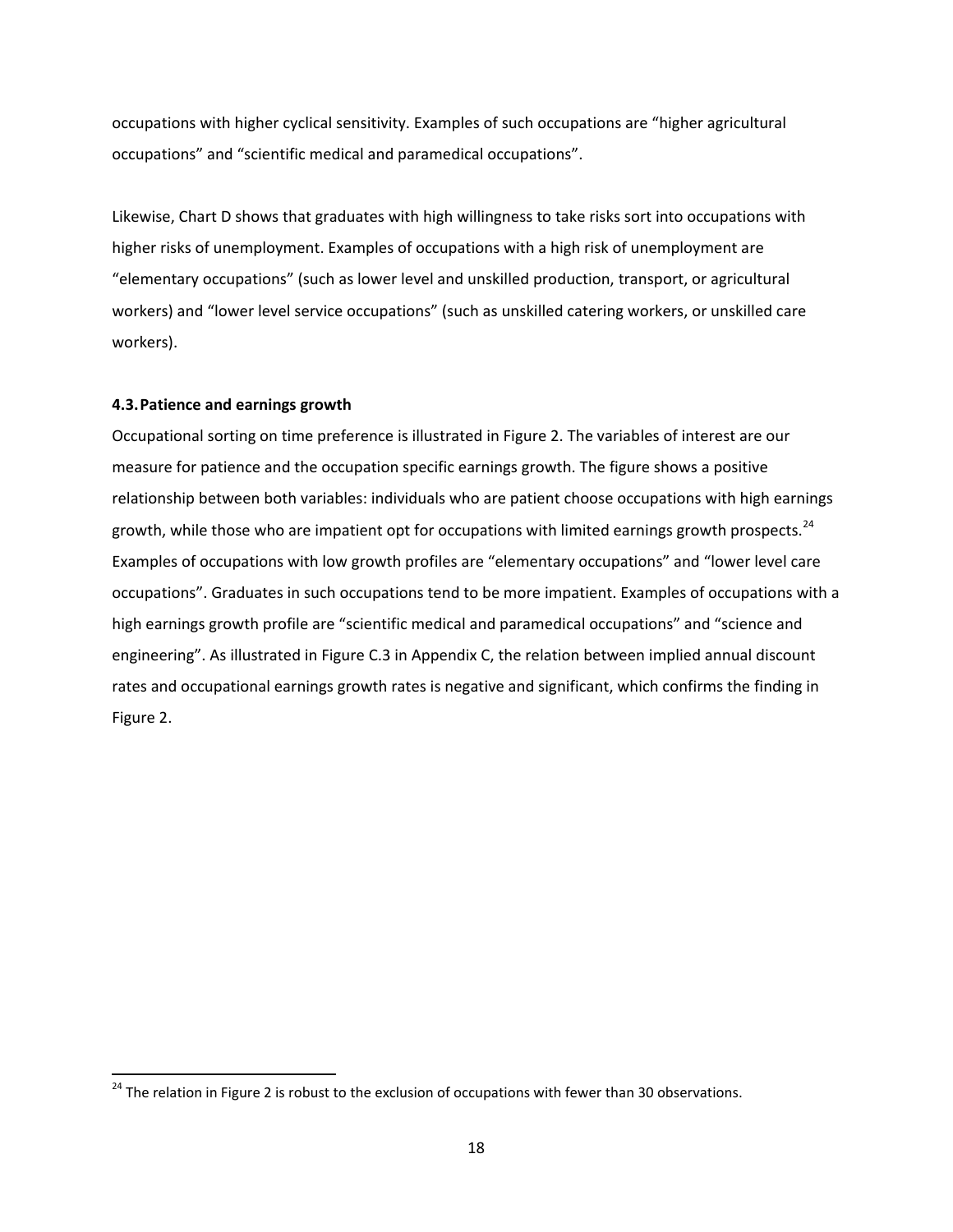occupations with higher cyclical sensitivity. Examples of such occupations are "higher agricultural occupations" and "scientific medical and paramedical occupations".

Likewise, Chart D shows that graduates with high willingness to take risks sort into occupations with higher risks of unemployment. Examples of occupations with a high risk of unemployment are "elementary occupations" (such as lower level and unskilled production, transport, or agricultural workers) and "lower level service occupations" (such as unskilled catering workers, or unskilled care workers).

### 4.3. Patience and earnings growth

Occupational sorting on time preference is illustrated in Figure 2. The variables of interest are our measure for patience and the occupation specific earnings growth. The figure shows a positive relationship between both variables: individuals who are patient choose occupations with high earnings growth, while those who are impatient opt for occupations with limited earnings growth prospects.[24] Examples of occupations with low growth profiles are "elementary occupations" and "lower level care occupations". Graduates in such occupations tend to be more impatient. Examples of occupations with a high earnings growth profile are "scientific medical and paramedical occupations" and "science and engineering". As illustrated in Figure C.3 in Appendix C, the relation between implied annual discount rates and occupational earnings growth rates is negative and significant, which confirms the finding in Figure 2.

---

[24] The relation in Figure 2 is robust to the exclusion of occupations with fewer than 30 observations.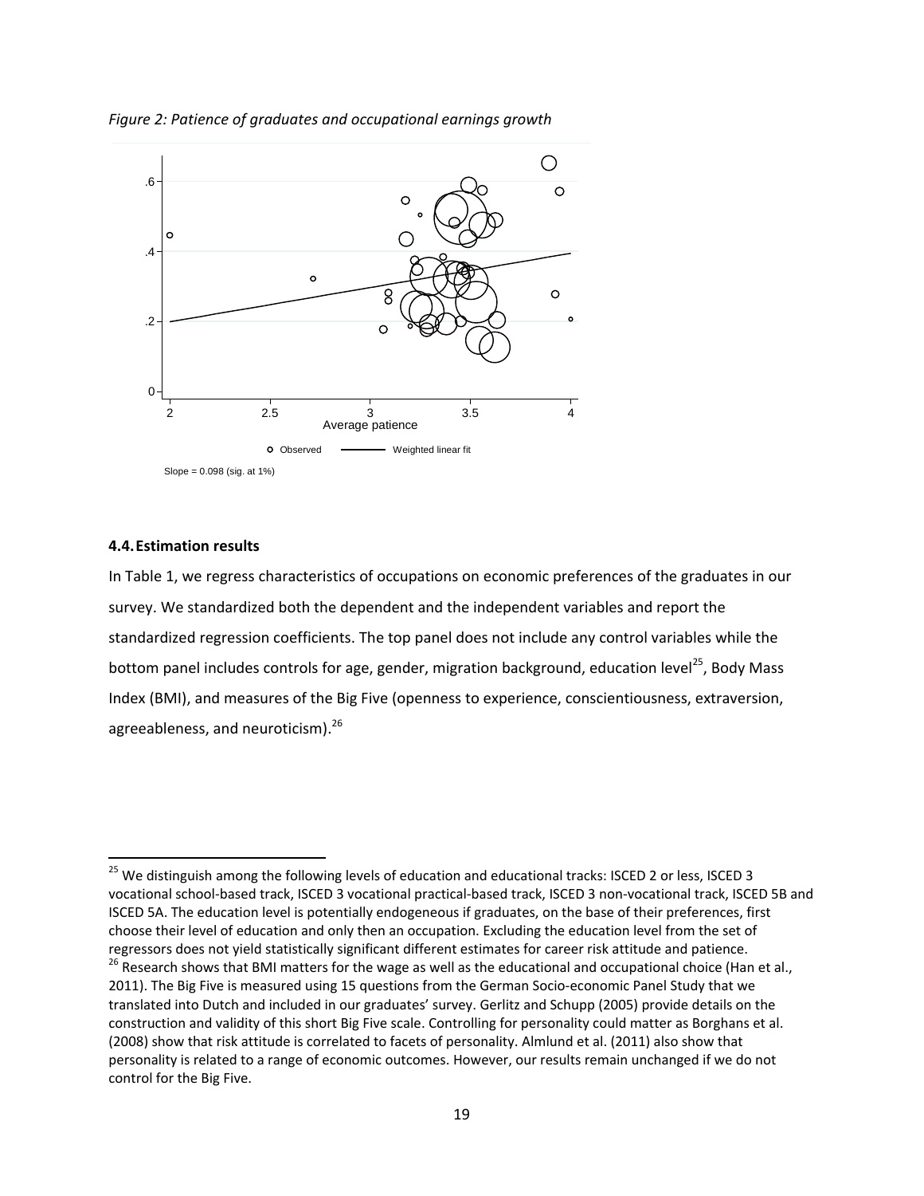*Figure 2: Patience of graduates and occupational earnings growth*

Slope = 0.098 (sig. at 1%)

### 4.4. Estimation results

In Table 1, we regress characteristics of occupations on economic preferences of the graduates in our survey. We standardized both the dependent and the independent variables and report the standardized regression coefficients. The top panel does not include any control variables while the bottom panel includes controls for age, gender, migration background, education level[25], Body Mass Index (BMI), and measures of the Big Five (openness to experience, conscientiousness, extraversion, agreeableness, and neuroticism).[26]

---

[25] We distinguish among the following levels of education and educational tracks: ISCED 2 or less, ISCED 3 vocational school-based track, ISCED 3 vocational practical-based track, ISCED 3 non-vocational track, ISCED 5B and ISCED 5A. The education level is potentially endogeneous if graduates, on the base of their preferences, first choose their level of education and only then an occupation. Excluding the education level from the set of regressors does not yield statistically significant different estimates for career risk attitude and patience.

[26] Research shows that BMI matters for the wage as well as the educational and occupational choice (Han et al., 2011). The Big Five is measured using 15 questions from the German Socio-economic Panel Study that we translated into Dutch and included in our graduates' survey. Gerlitz and Schupp (2005) provide details on the construction and validity of this short Big Five scale. Controlling for personality could matter as Borghans et al. (2008) show that risk attitude is correlated to facets of personality. Almlund et al. (2011) also show that personality is related to a range of economic outcomes. However, our results remain unchanged if we do not control for the Big Five.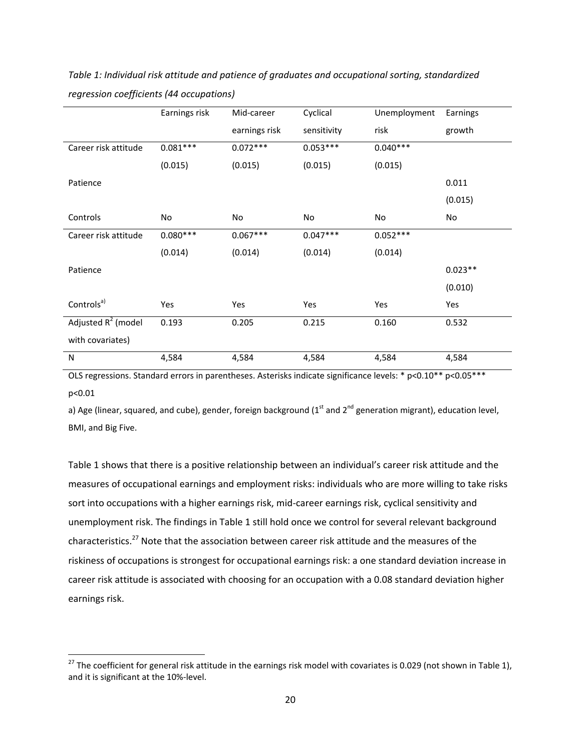*Table 1: Individual risk attitude and patience of graduates and occupational sorting, standardized regression coefficients (44 occupations)*

| | Earnings risk | Mid-career earnings risk | Cyclical sensitivity | Unemployment risk | Earnings growth |
|---|---|---|---|---|---|
| Career risk attitude | 0.081*** | 0.072*** | 0.053*** | 0.040*** | |
| | (0.015) | (0.015) | (0.015) | (0.015) | |
| Patience | | | | | 0.011 |
| | | | | | (0.015) |
| Controls | No | No | No | No | No |
| Career risk attitude | 0.080*** | 0.067*** | 0.047*** | 0.052*** | |
| | (0.014) | (0.014) | (0.014) | (0.014) | |
| Patience | | | | | 0.023** |
| | | | | | (0.010) |
| Controls[a)] | Yes | Yes | Yes | Yes | Yes |
| Adjusted $R^2$ (model with covariates) | 0.193 | 0.205 | 0.215 | 0.160 | 0.532 |
| N | 4,584 | 4,584 | 4,584 | 4,584 | 4,584 |

OLS regressions. Standard errors in parentheses. Asterisks indicate significance levels: * p<0.10** p<0.05*** p<0.01

a) Age (linear, squared, and cube), gender, foreign background (1st and 2nd generation migrant), education level, BMI, and Big Five.

Table 1 shows that there is a positive relationship between an individual's career risk attitude and the measures of occupational earnings and employment risks: individuals who are more willing to take risks sort into occupations with a higher earnings risk, mid-career earnings risk, cyclical sensitivity and unemployment risk. The findings in Table 1 still hold once we control for several relevant background characteristics.[27] Note that the association between career risk attitude and the measures of the riskiness of occupations is strongest for occupational earnings risk: a one standard deviation increase in career risk attitude is associated with choosing for an occupation with a 0.08 standard deviation higher earnings risk.

[27] The coefficient for general risk attitude in the earnings risk model with covariates is 0.029 (not shown in Table 1), and it is significant at the 10%-level.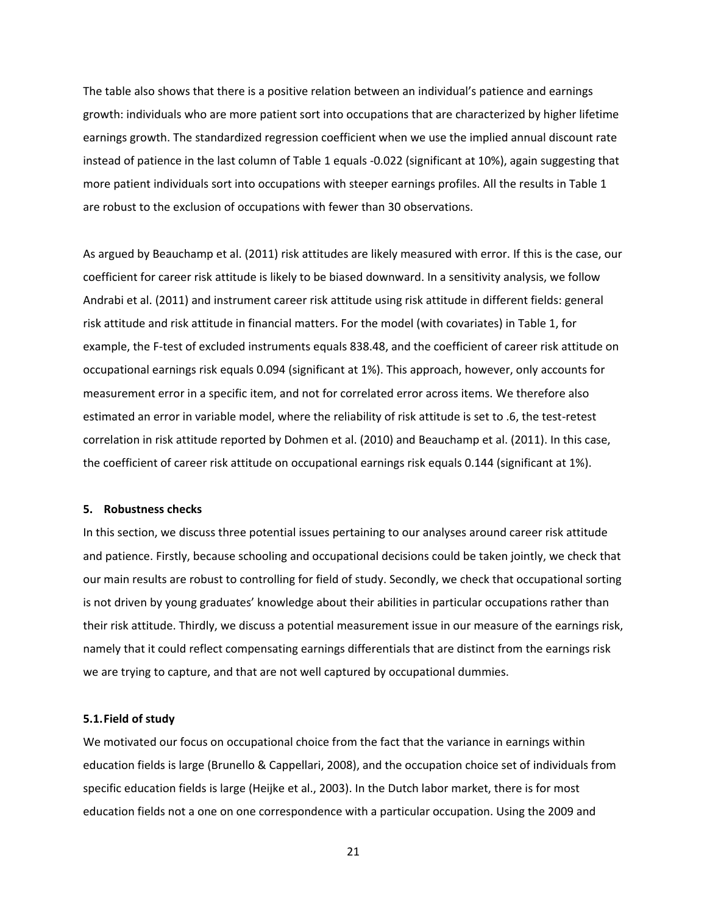The table also shows that there is a positive relation between an individual's patience and earnings growth: individuals who are more patient sort into occupations that are characterized by higher lifetime earnings growth. The standardized regression coefficient when we use the implied annual discount rate instead of patience in the last column of Table 1 equals -0.022 (significant at 10%), again suggesting that more patient individuals sort into occupations with steeper earnings profiles. All the results in Table 1 are robust to the exclusion of occupations with fewer than 30 observations.

As argued by Beauchamp et al. (2011) risk attitudes are likely measured with error. If this is the case, our coefficient for career risk attitude is likely to be biased downward. In a sensitivity analysis, we follow Andrabi et al. (2011) and instrument career risk attitude using risk attitude in different fields: general risk attitude and risk attitude in financial matters. For the model (with covariates) in Table 1, for example, the F-test of excluded instruments equals 838.48, and the coefficient of career risk attitude on occupational earnings risk equals 0.094 (significant at 1%). This approach, however, only accounts for measurement error in a specific item, and not for correlated error across items. We therefore also estimated an error in variable model, where the reliability of risk attitude is set to .6, the test-retest correlation in risk attitude reported by Dohmen et al. (2010) and Beauchamp et al. (2011). In this case, the coefficient of career risk attitude on occupational earnings risk equals 0.144 (significant at 1%).

## 5. Robustness checks

In this section, we discuss three potential issues pertaining to our analyses around career risk attitude and patience. Firstly, because schooling and occupational decisions could be taken jointly, we check that our main results are robust to controlling for field of study. Secondly, we check that occupational sorting is not driven by young graduates' knowledge about their abilities in particular occupations rather than their risk attitude. Thirdly, we discuss a potential measurement issue in our measure of the earnings risk, namely that it could reflect compensating earnings differentials that are distinct from the earnings risk we are trying to capture, and that are not well captured by occupational dummies.

### 5.1. Field of study

We motivated our focus on occupational choice from the fact that the variance in earnings within education fields is large (Brunello & Cappellari, 2008), and the occupation choice set of individuals from specific education fields is large (Heijke et al., 2003). In the Dutch labor market, there is for most education fields not a one on one correspondence with a particular occupation. Using the 2009 and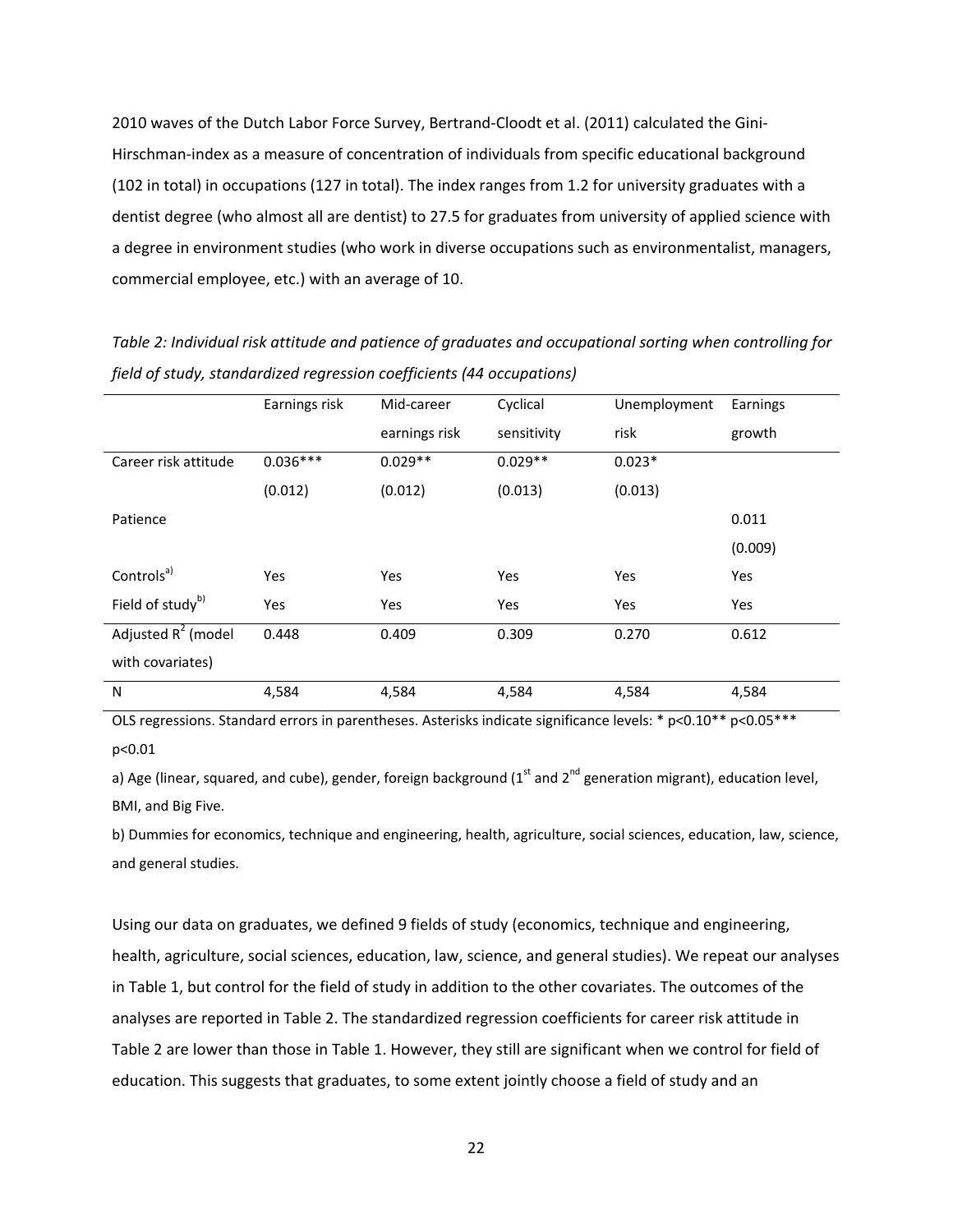2010 waves of the Dutch Labor Force Survey, Bertrand-Cloodt et al. (2011) calculated the Gini-Hirschman-index as a measure of concentration of individuals from specific educational background (102 in total) in occupations (127 in total). The index ranges from 1.2 for university graduates with a dentist degree (who almost all are dentist) to 27.5 for graduates from university of applied science with a degree in environment studies (who work in diverse occupations such as environmentalist, managers, commercial employee, etc.) with an average of 10.

*Table 2: Individual risk attitude and patience of graduates and occupational sorting when controlling for field of study, standardized regression coefficients (44 occupations)*

| | Earnings risk | Mid-career earnings risk | Cyclical sensitivity | Unemployment risk | Earnings growth |
|---|---|---|---|---|---|
| Career risk attitude | 0.036*** | 0.029** | 0.029** | 0.023* | |
| | (0.012) | (0.012) | (0.013) | (0.013) | |
| Patience | | | | | 0.011 |
| | | | | | (0.009) |
| Controls[a)] | Yes | Yes | Yes | Yes | Yes |
| Field of study[b)] | Yes | Yes | Yes | Yes | Yes |
| Adjusted $R^2$ (model with covariates) | 0.448 | 0.409 | 0.309 | 0.270 | 0.612 |
| N | 4,584 | 4,584 | 4,584 | 4,584 | 4,584 |

OLS regressions. Standard errors in parentheses. Asterisks indicate significance levels: * p<0.10** p<0.05*** p<0.01

a) Age (linear, squared, and cube), gender, foreign background (1st and 2nd generation migrant), education level, BMI, and Big Five.

b) Dummies for economics, technique and engineering, health, agriculture, social sciences, education, law, science, and general studies.

Using our data on graduates, we defined 9 fields of study (economics, technique and engineering, health, agriculture, social sciences, education, law, science, and general studies). We repeat our analyses in Table 1, but control for the field of study in addition to the other covariates. The outcomes of the analyses are reported in Table 2. The standardized regression coefficients for career risk attitude in Table 2 are lower than those in Table 1. However, they still are significant when we control for field of education. This suggests that graduates, to some extent jointly choose a field of study and an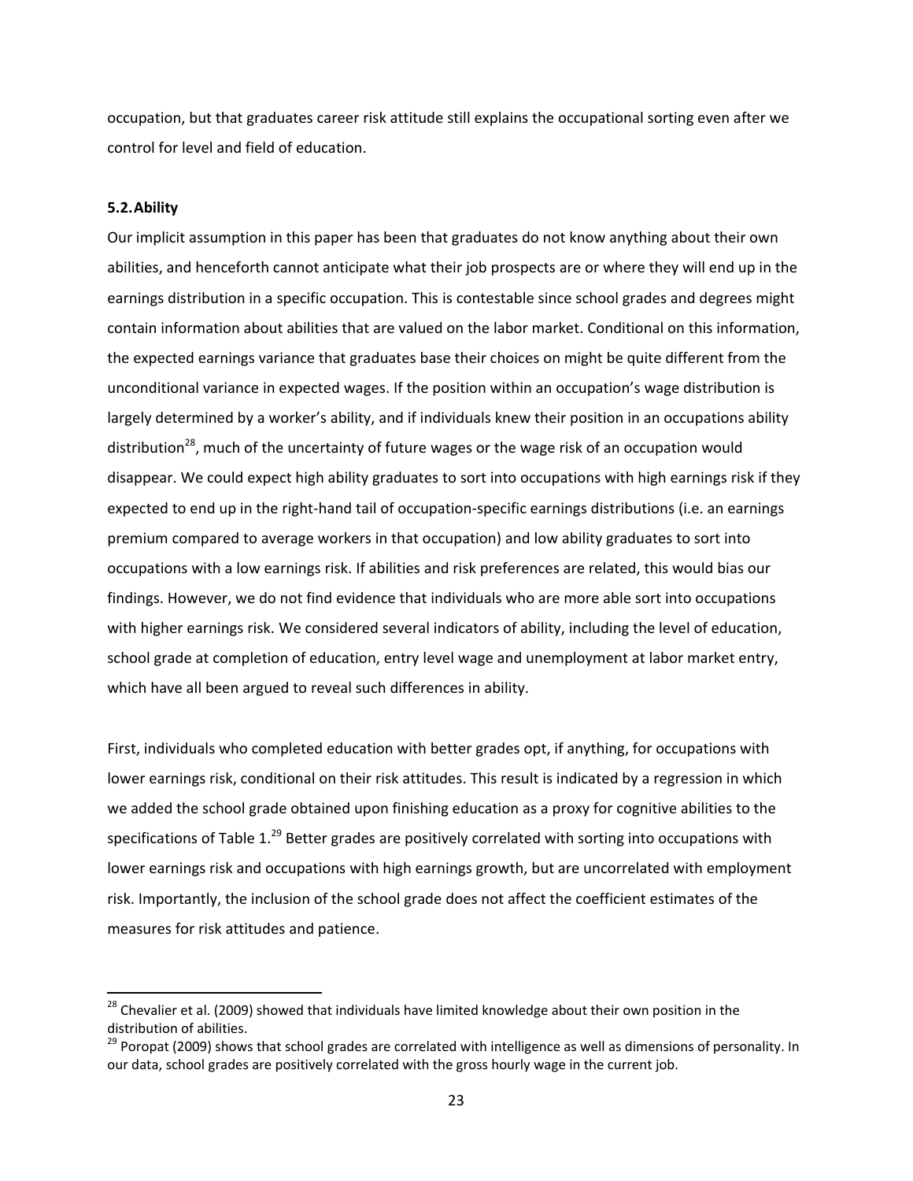occupation, but that graduates career risk attitude still explains the occupational sorting even after we control for level and field of education.

### 5.2. Ability

Our implicit assumption in this paper has been that graduates do not know anything about their own abilities, and henceforth cannot anticipate what their job prospects are or where they will end up in the earnings distribution in a specific occupation. This is contestable since school grades and degrees might contain information about abilities that are valued on the labor market. Conditional on this information, the expected earnings variance that graduates base their choices on might be quite different from the unconditional variance in expected wages. If the position within an occupation's wage distribution is largely determined by a worker's ability, and if individuals knew their position in an occupations ability distribution[28], much of the uncertainty of future wages or the wage risk of an occupation would disappear. We could expect high ability graduates to sort into occupations with high earnings risk if they expected to end up in the right-hand tail of occupation-specific earnings distributions (i.e. an earnings premium compared to average workers in that occupation) and low ability graduates to sort into occupations with a low earnings risk. If abilities and risk preferences are related, this would bias our findings. However, we do not find evidence that individuals who are more able sort into occupations with higher earnings risk. We considered several indicators of ability, including the level of education, school grade at completion of education, entry level wage and unemployment at labor market entry, which have all been argued to reveal such differences in ability.

First, individuals who completed education with better grades opt, if anything, for occupations with lower earnings risk, conditional on their risk attitudes. This result is indicated by a regression in which we added the school grade obtained upon finishing education as a proxy for cognitive abilities to the specifications of Table 1.[29] Better grades are positively correlated with sorting into occupations with lower earnings risk and occupations with high earnings growth, but are uncorrelated with employment risk. Importantly, the inclusion of the school grade does not affect the coefficient estimates of the measures for risk attitudes and patience.

---

[28] Chevalier et al. (2009) showed that individuals have limited knowledge about their own position in the distribution of abilities.

[29] Poropat (2009) shows that school grades are correlated with intelligence as well as dimensions of personality. In our data, school grades are positively correlated with the gross hourly wage in the current job.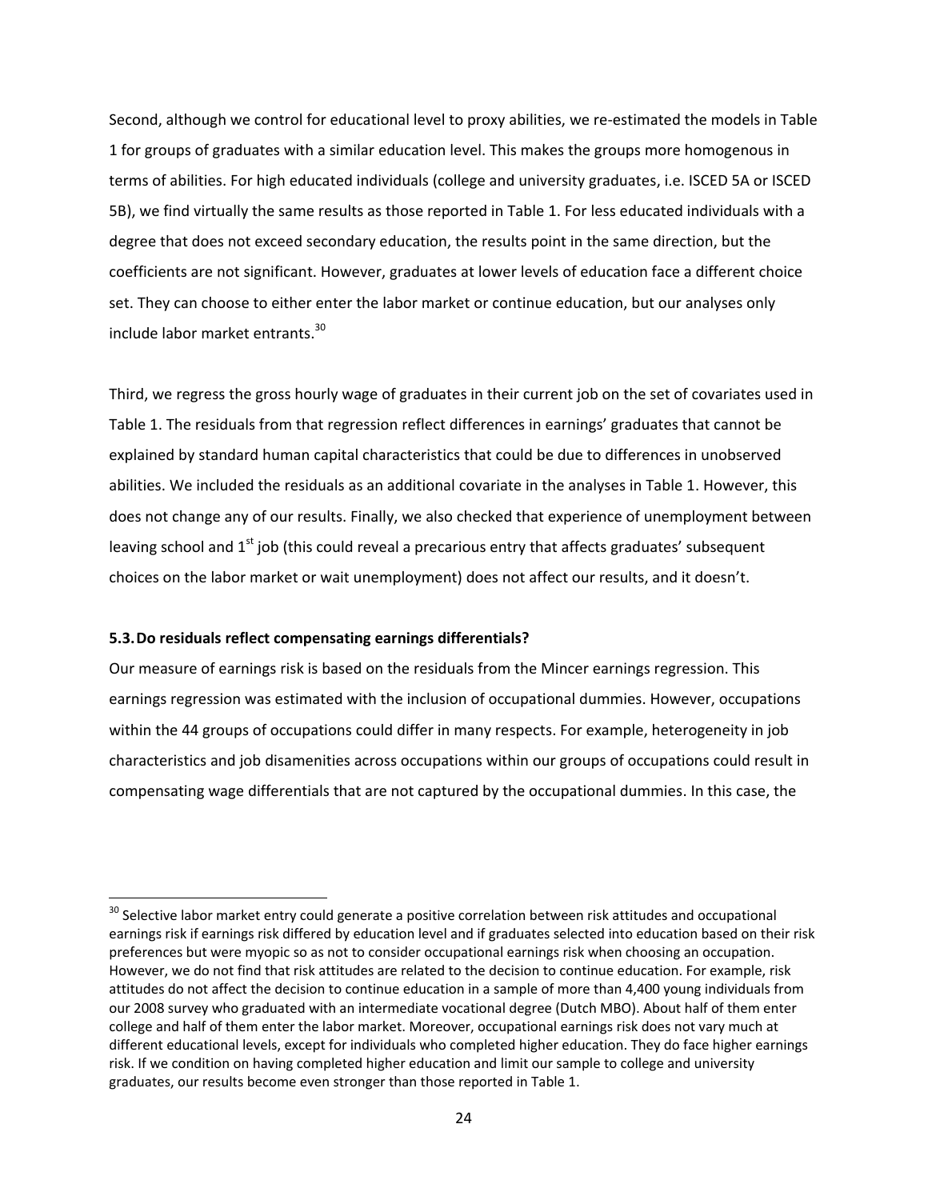Second, although we control for educational level to proxy abilities, we re-estimated the models in Table 1 for groups of graduates with a similar education level. This makes the groups more homogenous in terms of abilities. For high educated individuals (college and university graduates, i.e. ISCED 5A or ISCED 5B), we find virtually the same results as those reported in Table 1. For less educated individuals with a degree that does not exceed secondary education, the results point in the same direction, but the coefficients are not significant. However, graduates at lower levels of education face a different choice set. They can choose to either enter the labor market or continue education, but our analyses only include labor market entrants.[30]

Third, we regress the gross hourly wage of graduates in their current job on the set of covariates used in Table 1. The residuals from that regression reflect differences in earnings' graduates that cannot be explained by standard human capital characteristics that could be due to differences in unobserved abilities. We included the residuals as an additional covariate in the analyses in Table 1. However, this does not change any of our results. Finally, we also checked that experience of unemployment between leaving school and 1st job (this could reveal a precarious entry that affects graduates' subsequent choices on the labor market or wait unemployment) does not affect our results, and it doesn't.

### 5.3. Do residuals reflect compensating earnings differentials?

Our measure of earnings risk is based on the residuals from the Mincer earnings regression. This earnings regression was estimated with the inclusion of occupational dummies. However, occupations within the 44 groups of occupations could differ in many respects. For example, heterogeneity in job characteristics and job disamenities across occupations within our groups of occupations could result in compensating wage differentials that are not captured by the occupational dummies. In this case, the

[30] Selective labor market entry could generate a positive correlation between risk attitudes and occupational earnings risk if earnings risk differed by education level and if graduates selected into education based on their risk preferences but were myopic so as not to consider occupational earnings risk when choosing an occupation. However, we do not find that risk attitudes are related to the decision to continue education. For example, risk attitudes do not affect the decision to continue education in a sample of more than 4,400 young individuals from our 2008 survey who graduated with an intermediate vocational degree (Dutch MBO). About half of them enter college and half of them enter the labor market. Moreover, occupational earnings risk does not vary much at different educational levels, except for individuals who completed higher education. They do face higher earnings risk. If we condition on having completed higher education and limit our sample to college and university graduates, our results become even stronger than those reported in Table 1.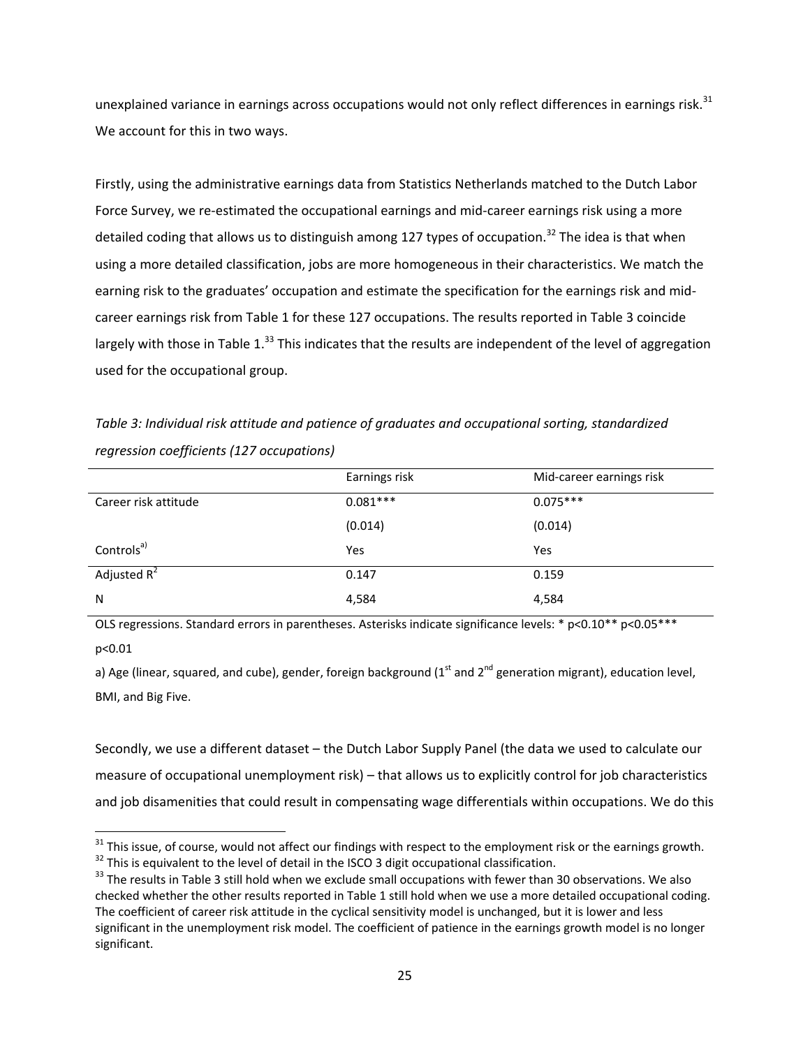unexplained variance in earnings across occupations would not only reflect differences in earnings risk.[31] We account for this in two ways.

Firstly, using the administrative earnings data from Statistics Netherlands matched to the Dutch Labor Force Survey, we re-estimated the occupational earnings and mid-career earnings risk using a more detailed coding that allows us to distinguish among 127 types of occupation.[32] The idea is that when using a more detailed classification, jobs are more homogeneous in their characteristics. We match the earning risk to the graduates' occupation and estimate the specification for the earnings risk and mid-career earnings risk from Table 1 for these 127 occupations. The results reported in Table 3 coincide largely with those in Table 1.[33] This indicates that the results are independent of the level of aggregation used for the occupational group.

*Table 3: Individual risk attitude and patience of graduates and occupational sorting, standardized regression coefficients (127 occupations)*

| | Earnings risk | Mid-career earnings risk |
|---|---|---|
| Career risk attitude | 0.081*** | 0.075*** |
| | (0.014) | (0.014) |
| Controls[a)] | Yes | Yes |
| Adjusted $R^2$ | 0.147 | 0.159 |
| N | 4,584 | 4,584 |

OLS regressions. Standard errors in parentheses. Asterisks indicate significance levels: * p<0.10** p<0.05*** p<0.01

a) Age (linear, squared, and cube), gender, foreign background (1st and 2nd generation migrant), education level, BMI, and Big Five.

Secondly, we use a different dataset – the Dutch Labor Supply Panel (the data we used to calculate our measure of occupational unemployment risk) – that allows us to explicitly control for job characteristics and job disamenities that could result in compensating wage differentials within occupations. We do this

[31] This issue, of course, would not affect our findings with respect to the employment risk or the earnings growth.

[32] This is equivalent to the level of detail in the ISCO 3 digit occupational classification.

[33] The results in Table 3 still hold when we exclude small occupations with fewer than 30 observations. We also checked whether the other results reported in Table 1 still hold when we use a more detailed occupational coding. The coefficient of career risk attitude in the cyclical sensitivity model is unchanged, but it is lower and less significant in the unemployment risk model. The coefficient of patience in the earnings growth model is no longer significant.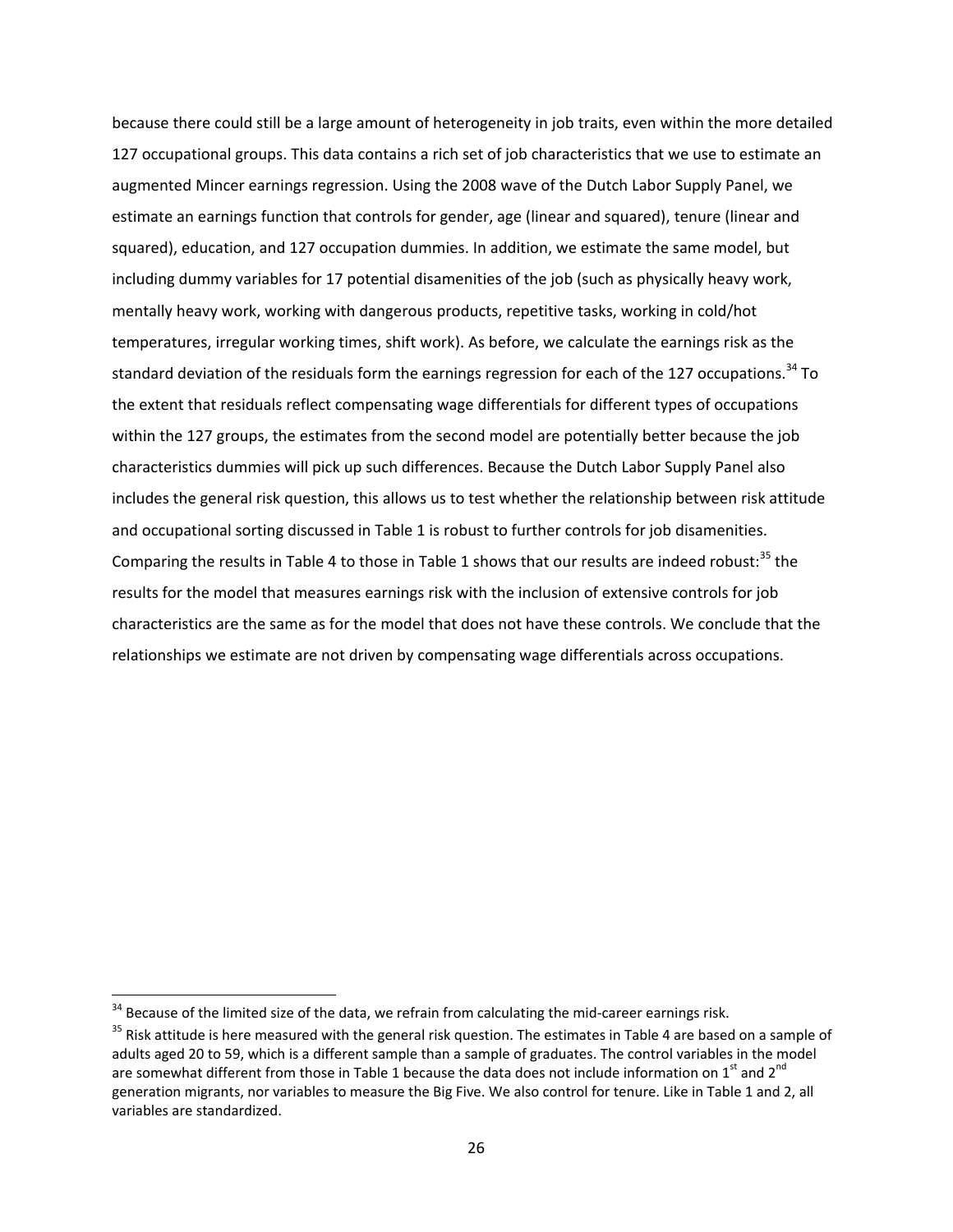because there could still be a large amount of heterogeneity in job traits, even within the more detailed 127 occupational groups. This data contains a rich set of job characteristics that we use to estimate an augmented Mincer earnings regression. Using the 2008 wave of the Dutch Labor Supply Panel, we estimate an earnings function that controls for gender, age (linear and squared), tenure (linear and squared), education, and 127 occupation dummies. In addition, we estimate the same model, but including dummy variables for 17 potential disamenities of the job (such as physically heavy work, mentally heavy work, working with dangerous products, repetitive tasks, working in cold/hot temperatures, irregular working times, shift work). As before, we calculate the earnings risk as the standard deviation of the residuals form the earnings regression for each of the 127 occupations.[34] To the extent that residuals reflect compensating wage differentials for different types of occupations within the 127 groups, the estimates from the second model are potentially better because the job characteristics dummies will pick up such differences. Because the Dutch Labor Supply Panel also includes the general risk question, this allows us to test whether the relationship between risk attitude and occupational sorting discussed in Table 1 is robust to further controls for job disamenities. Comparing the results in Table 4 to those in Table 1 shows that our results are indeed robust:[35] the results for the model that measures earnings risk with the inclusion of extensive controls for job characteristics are the same as for the model that does not have these controls. We conclude that the relationships we estimate are not driven by compensating wage differentials across occupations.

[34] Because of the limited size of the data, we refrain from calculating the mid-career earnings risk.

[35] Risk attitude is here measured with the general risk question. The estimates in Table 4 are based on a sample of adults aged 20 to 59, which is a different sample than a sample of graduates. The control variables in the model are somewhat different from those in Table 1 because the data does not include information on 1st and 2nd generation migrants, nor variables to measure the Big Five. We also control for tenure. Like in Table 1 and 2, all variables are standardized.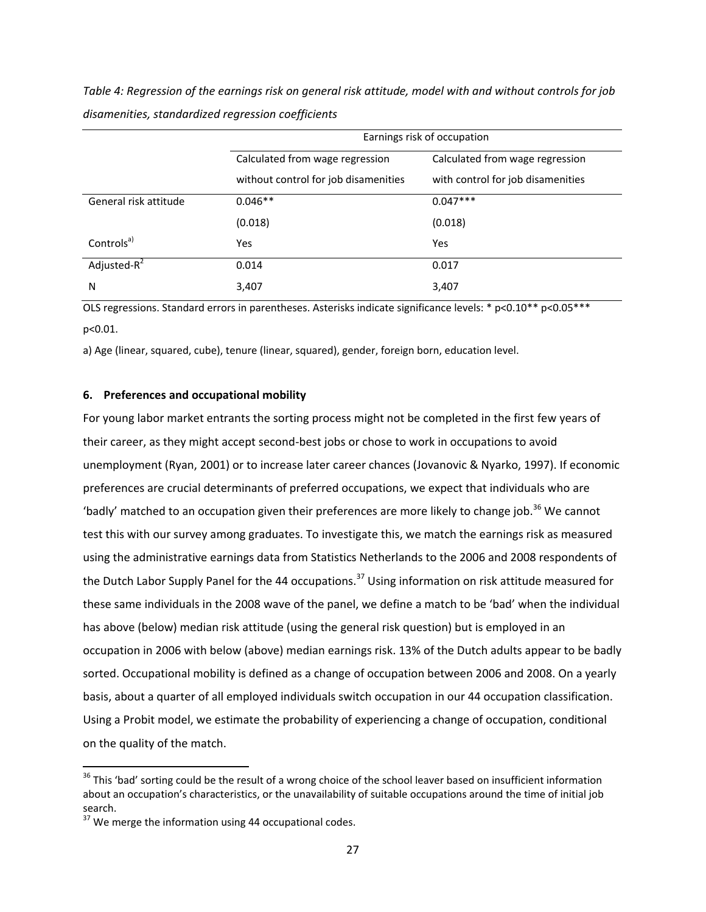*Table 4: Regression of the earnings risk on general risk attitude, model with and without controls for job disamenities, standardized regression coefficients*

| | Earnings risk of occupation | |
|---|---|---|
| | Calculated from wage regression without control for job disamenities | Calculated from wage regression with control for job disamenities |
| General risk attitude | 0.046** | 0.047*** |
| | (0.018) | (0.018) |
| Controls[a)] | Yes | Yes |
| Adjusted-$R^2$ | 0.014 | 0.017 |
| N | 3,407 | 3,407 |

OLS regressions. Standard errors in parentheses. Asterisks indicate significance levels: * p<0.10** p<0.05*** p<0.01.

a) Age (linear, squared, cube), tenure (linear, squared), gender, foreign born, education level.

### 6. Preferences and occupational mobility

For young labor market entrants the sorting process might not be completed in the first few years of their career, as they might accept second-best jobs or chose to work in occupations to avoid unemployment (Ryan, 2001) or to increase later career chances (Jovanovic & Nyarko, 1997). If economic preferences are crucial determinants of preferred occupations, we expect that individuals who are 'badly' matched to an occupation given their preferences are more likely to change job.[36] We cannot test this with our survey among graduates. To investigate this, we match the earnings risk as measured using the administrative earnings data from Statistics Netherlands to the 2006 and 2008 respondents of the Dutch Labor Supply Panel for the 44 occupations.[37] Using information on risk attitude measured for these same individuals in the 2008 wave of the panel, we define a match to be 'bad' when the individual has above (below) median risk attitude (using the general risk question) but is employed in an occupation in 2006 with below (above) median earnings risk. 13% of the Dutch adults appear to be badly sorted. Occupational mobility is defined as a change of occupation between 2006 and 2008. On a yearly basis, about a quarter of all employed individuals switch occupation in our 44 occupation classification. Using a Probit model, we estimate the probability of experiencing a change of occupation, conditional on the quality of the match.

[36] This 'bad' sorting could be the result of a wrong choice of the school leaver based on insufficient information about an occupation's characteristics, or the unavailability of suitable occupations around the time of initial job search.

[37] We merge the information using 44 occupational codes.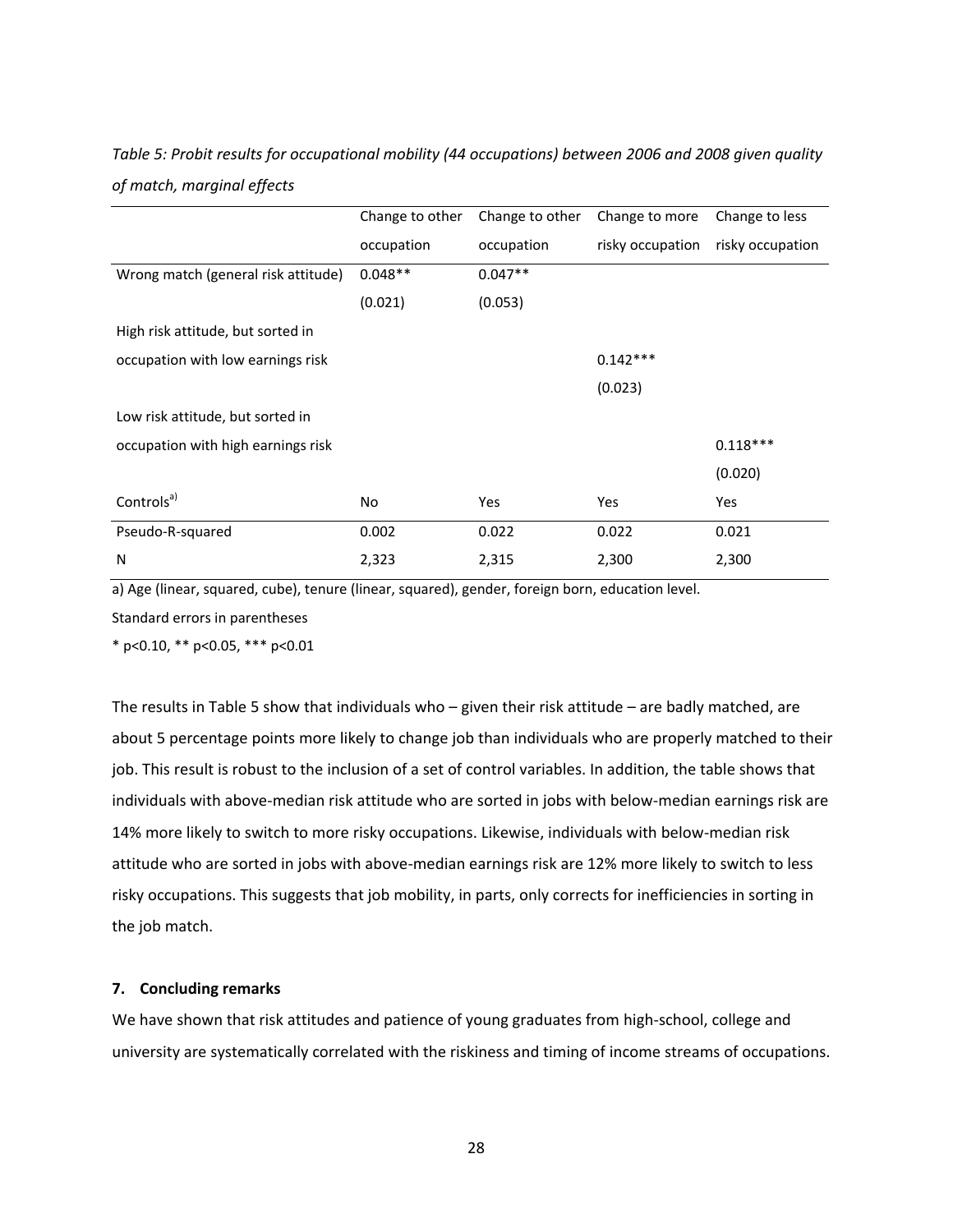*Table 5: Probit results for occupational mobility (44 occupations) between 2006 and 2008 given quality of match, marginal effects*

| | Change to other occupation | Change to other occupation | Change to more risky occupation | Change to less risky occupation |
|---|---|---|---|---|
| Wrong match (general risk attitude) | 0.048** | 0.047** | | |
| | (0.021) | (0.053) | | |
| High risk attitude, but sorted in occupation with low earnings risk | | | 0.142*** | |
| | | | (0.023) | |
| Low risk attitude, but sorted in occupation with high earnings risk | | | | 0.118*** |
| | | | | (0.020) |
| Controls[a)] | No | Yes | Yes | Yes |
| Pseudo-R-squared | 0.002 | 0.022 | 0.022 | 0.021 |
| N | 2,323 | 2,315 | 2,300 | 2,300 |

a) Age (linear, squared, cube), tenure (linear, squared), gender, foreign born, education level.

Standard errors in parentheses

* p<0.10, ** p<0.05, *** p<0.01

The results in Table 5 show that individuals who – given their risk attitude – are badly matched, are about 5 percentage points more likely to change job than individuals who are properly matched to their job. This result is robust to the inclusion of a set of control variables. In addition, the table shows that individuals with above-median risk attitude who are sorted in jobs with below-median earnings risk are 14% more likely to switch to more risky occupations. Likewise, individuals with below-median risk attitude who are sorted in jobs with above-median earnings risk are 12% more likely to switch to less risky occupations. This suggests that job mobility, in parts, only corrects for inefficiencies in sorting in the job match.

## 7. Concluding remarks

We have shown that risk attitudes and patience of young graduates from high-school, college and university are systematically correlated with the riskiness and timing of income streams of occupations.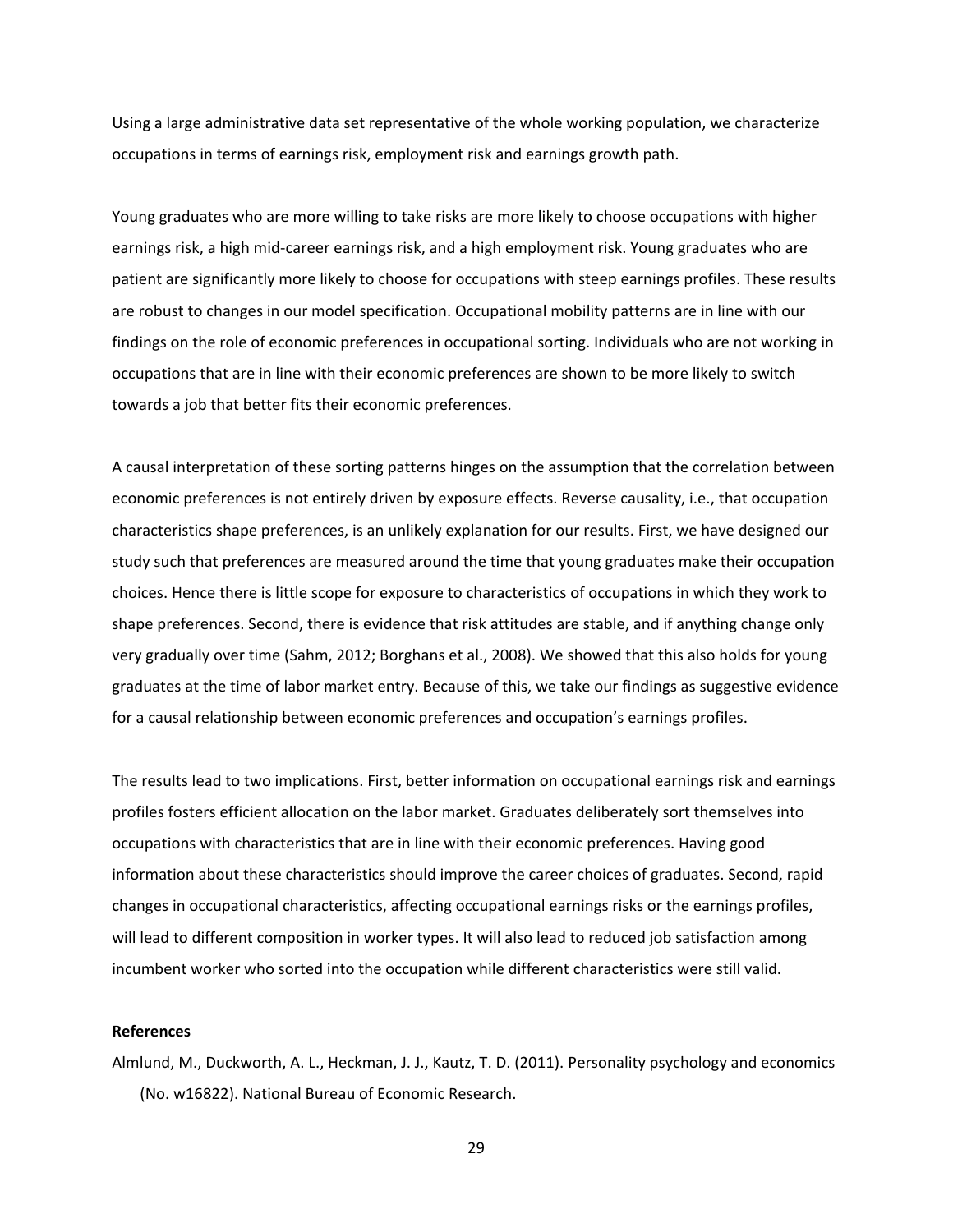Using a large administrative data set representative of the whole working population, we characterize occupations in terms of earnings risk, employment risk and earnings growth path.

Young graduates who are more willing to take risks are more likely to choose occupations with higher earnings risk, a high mid-career earnings risk, and a high employment risk. Young graduates who are patient are significantly more likely to choose for occupations with steep earnings profiles. These results are robust to changes in our model specification. Occupational mobility patterns are in line with our findings on the role of economic preferences in occupational sorting. Individuals who are not working in occupations that are in line with their economic preferences are shown to be more likely to switch towards a job that better fits their economic preferences.

A causal interpretation of these sorting patterns hinges on the assumption that the correlation between economic preferences is not entirely driven by exposure effects. Reverse causality, i.e., that occupation characteristics shape preferences, is an unlikely explanation for our results. First, we have designed our study such that preferences are measured around the time that young graduates make their occupation choices. Hence there is little scope for exposure to characteristics of occupations in which they work to shape preferences. Second, there is evidence that risk attitudes are stable, and if anything change only very gradually over time (Sahm, 2012; Borghans et al., 2008). We showed that this also holds for young graduates at the time of labor market entry. Because of this, we take our findings as suggestive evidence for a causal relationship between economic preferences and occupation's earnings profiles.

The results lead to two implications. First, better information on occupational earnings risk and earnings profiles fosters efficient allocation on the labor market. Graduates deliberately sort themselves into occupations with characteristics that are in line with their economic preferences. Having good information about these characteristics should improve the career choices of graduates. Second, rapid changes in occupational characteristics, affecting occupational earnings risks or the earnings profiles, will lead to different composition in worker types. It will also lead to reduced job satisfaction among incumbent worker who sorted into the occupation while different characteristics were still valid.

**References**

Almlund, M., Duckworth, A. L., Heckman, J. J., Kautz, T. D. (2011). Personality psychology and economics (No. w16822). National Bureau of Economic Research.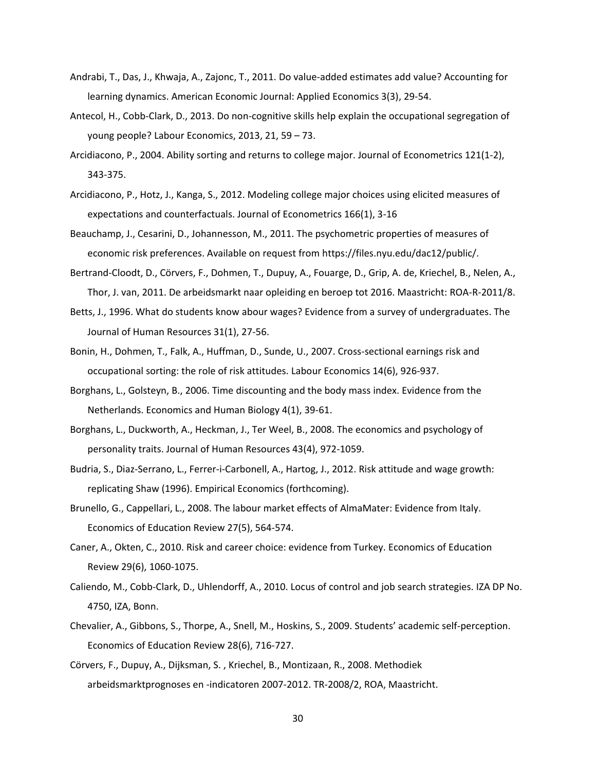Andrabi, T., Das, J., Khwaja, A., Zajonc, T., 2011. Do value-added estimates add value? Accounting for learning dynamics. American Economic Journal: Applied Economics 3(3), 29-54.

Antecol, H., Cobb-Clark, D., 2013. Do non-cognitive skills help explain the occupational segregation of young people? Labour Economics, 2013, 21, 59 – 73.

Arcidiacono, P., 2004. Ability sorting and returns to college major. Journal of Econometrics 121(1-2), 343-375.

Arcidiacono, P., Hotz, J., Kanga, S., 2012. Modeling college major choices using elicited measures of expectations and counterfactuals. Journal of Econometrics 166(1), 3-16

Beauchamp, J., Cesarini, D., Johannesson, M., 2011. The psychometric properties of measures of economic risk preferences. Available on request from https://files.nyu.edu/dac12/public/.

Bertrand-Cloodt, D., Cörvers, F., Dohmen, T., Dupuy, A., Fouarge, D., Grip, A. de, Kriechel, B., Nelen, A., Thor, J. van, 2011. De arbeidsmarkt naar opleiding en beroep tot 2016. Maastricht: ROA-R-2011/8.

Betts, J., 1996. What do students know abour wages? Evidence from a survey of undergraduates. The Journal of Human Resources 31(1), 27-56.

Bonin, H., Dohmen, T., Falk, A., Huffman, D., Sunde, U., 2007. Cross-sectional earnings risk and occupational sorting: the role of risk attitudes. Labour Economics 14(6), 926-937.

Borghans, L., Golsteyn, B., 2006. Time discounting and the body mass index. Evidence from the Netherlands. Economics and Human Biology 4(1), 39-61.

Borghans, L., Duckworth, A., Heckman, J., Ter Weel, B., 2008. The economics and psychology of personality traits. Journal of Human Resources 43(4), 972-1059.

Budria, S., Diaz-Serrano, L., Ferrer-i-Carbonell, A., Hartog, J., 2012. Risk attitude and wage growth: replicating Shaw (1996). Empirical Economics (forthcoming).

Brunello, G., Cappellari, L., 2008. The labour market effects of AlmaMater: Evidence from Italy. Economics of Education Review 27(5), 564-574.

Caner, A., Okten, C., 2010. Risk and career choice: evidence from Turkey. Economics of Education Review 29(6), 1060-1075.

Caliendo, M., Cobb-Clark, D., Uhlendorff, A., 2010. Locus of control and job search strategies. IZA DP No. 4750, IZA, Bonn.

Chevalier, A., Gibbons, S., Thorpe, A., Snell, M., Hoskins, S., 2009. Students' academic self-perception. Economics of Education Review 28(6), 716-727.

Cörvers, F., Dupuy, A., Dijksman, S. , Kriechel, B., Montizaan, R., 2008. Methodiek arbeidsmarktprognoses en -indicatoren 2007-2012. TR-2008/2, ROA, Maastricht.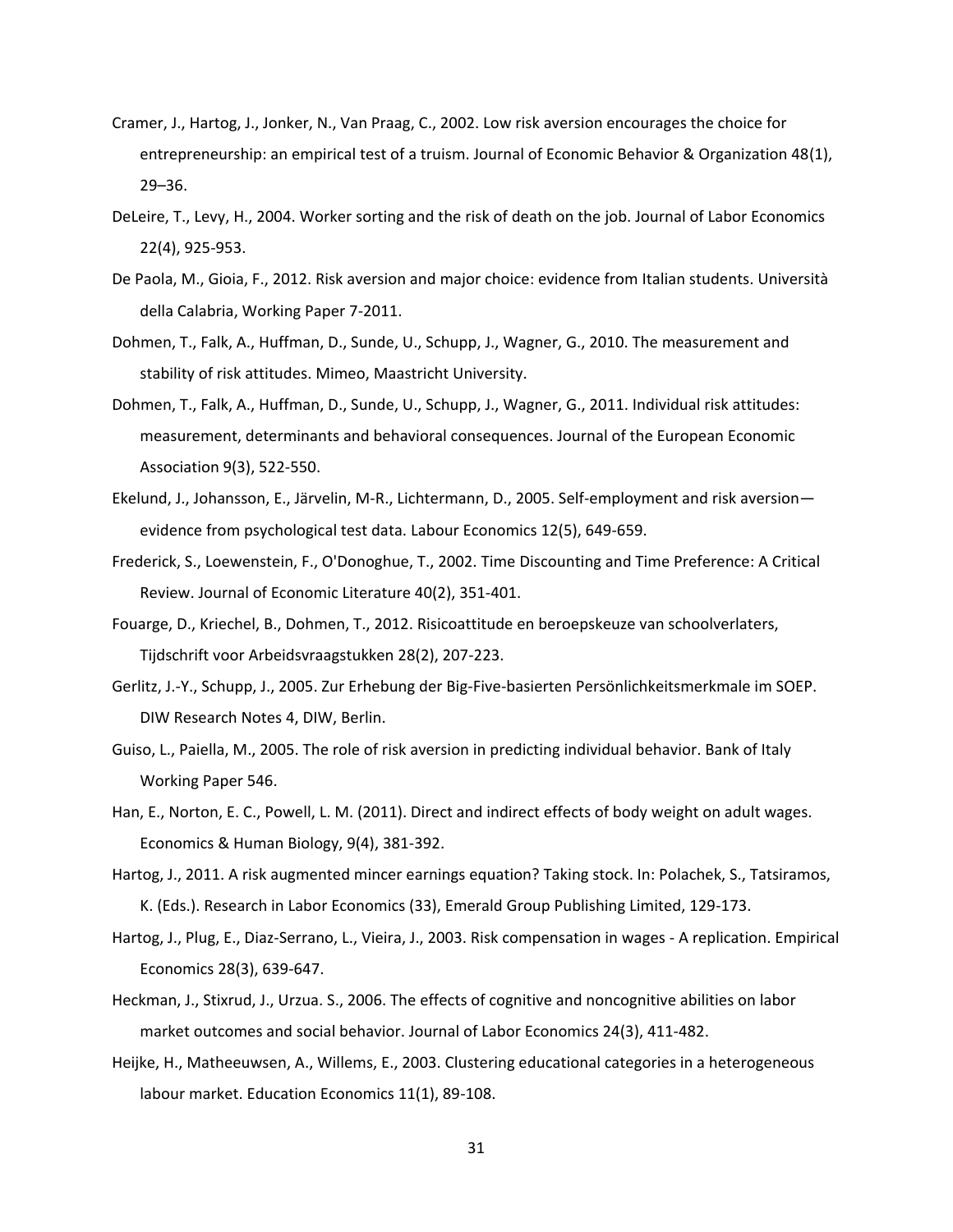Cramer, J., Hartog, J., Jonker, N., Van Praag, C., 2002. Low risk aversion encourages the choice for entrepreneurship: an empirical test of a truism. Journal of Economic Behavior & Organization 48(1), 29–36.

DeLeire, T., Levy, H., 2004. Worker sorting and the risk of death on the job. Journal of Labor Economics 22(4), 925-953.

De Paola, M., Gioia, F., 2012. Risk aversion and major choice: evidence from Italian students. Università della Calabria, Working Paper 7-2011.

Dohmen, T., Falk, A., Huffman, D., Sunde, U., Schupp, J., Wagner, G., 2010. The measurement and stability of risk attitudes. Mimeo, Maastricht University.

Dohmen, T., Falk, A., Huffman, D., Sunde, U., Schupp, J., Wagner, G., 2011. Individual risk attitudes: measurement, determinants and behavioral consequences. Journal of the European Economic Association 9(3), 522-550.

Ekelund, J., Johansson, E., Järvelin, M-R., Lichtermann, D., 2005. Self-employment and risk aversion—evidence from psychological test data. Labour Economics 12(5), 649-659.

Frederick, S., Loewenstein, F., O'Donoghue, T., 2002. Time Discounting and Time Preference: A Critical Review. Journal of Economic Literature 40(2), 351-401.

Fouarge, D., Kriechel, B., Dohmen, T., 2012. Risicoattitude en beroepskeuze van schoolverlaters, Tijdschrift voor Arbeidsvraagstukken 28(2), 207-223.

Gerlitz, J.-Y., Schupp, J., 2005. Zur Erhebung der Big-Five-basierten Persönlichkeitsmerkmale im SOEP. DIW Research Notes 4, DIW, Berlin.

Guiso, L., Paiella, M., 2005. The role of risk aversion in predicting individual behavior. Bank of Italy Working Paper 546.

Han, E., Norton, E. C., Powell, L. M. (2011). Direct and indirect effects of body weight on adult wages. Economics & Human Biology, 9(4), 381-392.

Hartog, J., 2011. A risk augmented mincer earnings equation? Taking stock. In: Polachek, S., Tatsiramos, K. (Eds.). Research in Labor Economics (33), Emerald Group Publishing Limited, 129-173.

Hartog, J., Plug, E., Diaz-Serrano, L., Vieira, J., 2003. Risk compensation in wages - A replication. Empirical Economics 28(3), 639-647.

Heckman, J., Stixrud, J., Urzua. S., 2006. The effects of cognitive and noncognitive abilities on labor market outcomes and social behavior. Journal of Labor Economics 24(3), 411-482.

Heijke, H., Matheeuwsen, A., Willems, E., 2003. Clustering educational categories in a heterogeneous labour market. Education Economics 11(1), 89-108.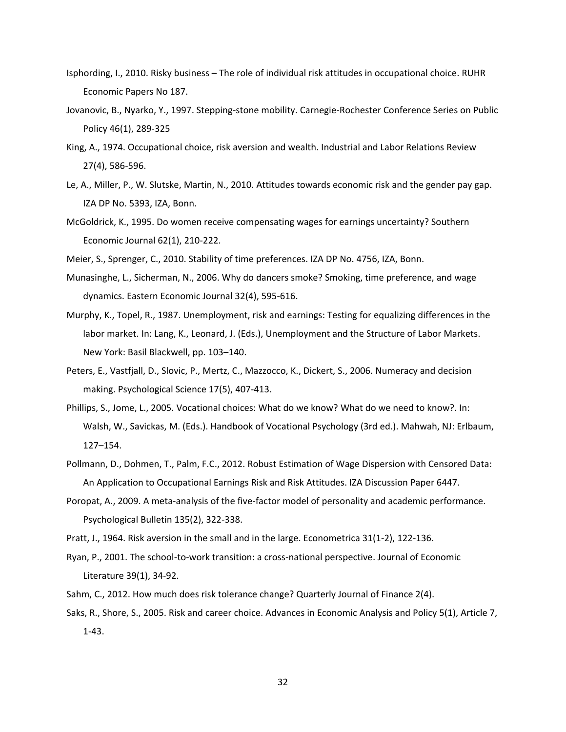Isphording, I., 2010. Risky business – The role of individual risk attitudes in occupational choice. RUHR Economic Papers No 187.

Jovanovic, B., Nyarko, Y., 1997. Stepping-stone mobility. Carnegie-Rochester Conference Series on Public Policy 46(1), 289-325

King, A., 1974. Occupational choice, risk aversion and wealth. Industrial and Labor Relations Review 27(4), 586-596.

Le, A., Miller, P., W. Slutske, Martin, N., 2010. Attitudes towards economic risk and the gender pay gap. IZA DP No. 5393, IZA, Bonn.

McGoldrick, K., 1995. Do women receive compensating wages for earnings uncertainty? Southern Economic Journal 62(1), 210-222.

Meier, S., Sprenger, C., 2010. Stability of time preferences. IZA DP No. 4756, IZA, Bonn.

Munasinghe, L., Sicherman, N., 2006. Why do dancers smoke? Smoking, time preference, and wage dynamics. Eastern Economic Journal 32(4), 595-616.

Murphy, K., Topel, R., 1987. Unemployment, risk and earnings: Testing for equalizing differences in the labor market. In: Lang, K., Leonard, J. (Eds.), Unemployment and the Structure of Labor Markets. New York: Basil Blackwell, pp. 103–140.

Peters, E., Vastfjall, D., Slovic, P., Mertz, C., Mazzocco, K., Dickert, S., 2006. Numeracy and decision making. Psychological Science 17(5), 407-413.

Phillips, S., Jome, L., 2005. Vocational choices: What do we know? What do we need to know?. In: Walsh, W., Savickas, M. (Eds.). Handbook of Vocational Psychology (3rd ed.). Mahwah, NJ: Erlbaum, 127–154.

Pollmann, D., Dohmen, T., Palm, F.C., 2012. Robust Estimation of Wage Dispersion with Censored Data: An Application to Occupational Earnings Risk and Risk Attitudes. IZA Discussion Paper 6447.

Poropat, A., 2009. A meta-analysis of the five-factor model of personality and academic performance. Psychological Bulletin 135(2), 322-338.

Pratt, J., 1964. Risk aversion in the small and in the large. Econometrica 31(1-2), 122-136.

Ryan, P., 2001. The school-to-work transition: a cross-national perspective. Journal of Economic Literature 39(1), 34-92.

Sahm, C., 2012. How much does risk tolerance change? Quarterly Journal of Finance 2(4).

Saks, R., Shore, S., 2005. Risk and career choice. Advances in Economic Analysis and Policy 5(1), Article 7, 1-43.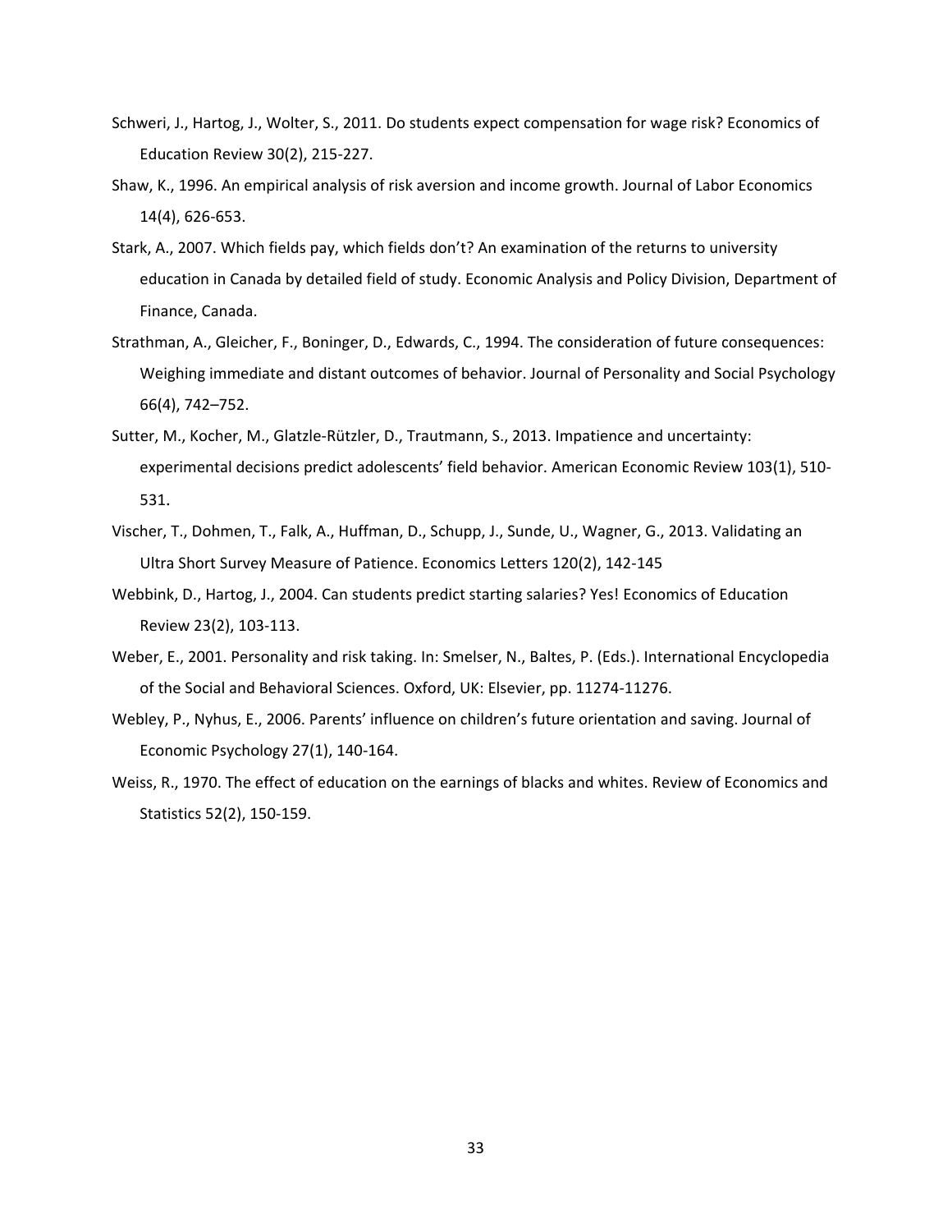Schweri, J., Hartog, J., Wolter, S., 2011. Do students expect compensation for wage risk? Economics of Education Review 30(2), 215-227.

Shaw, K., 1996. An empirical analysis of risk aversion and income growth. Journal of Labor Economics 14(4), 626-653.

Stark, A., 2007. Which fields pay, which fields don't? An examination of the returns to university education in Canada by detailed field of study. Economic Analysis and Policy Division, Department of Finance, Canada.

Strathman, A., Gleicher, F., Boninger, D., Edwards, C., 1994. The consideration of future consequences: Weighing immediate and distant outcomes of behavior. Journal of Personality and Social Psychology 66(4), 742–752.

Sutter, M., Kocher, M., Glatzle-Rützler, D., Trautmann, S., 2013. Impatience and uncertainty: experimental decisions predict adolescents' field behavior. American Economic Review 103(1), 510-531.

Vischer, T., Dohmen, T., Falk, A., Huffman, D., Schupp, J., Sunde, U., Wagner, G., 2013. Validating an Ultra Short Survey Measure of Patience. Economics Letters 120(2), 142-145

Webbink, D., Hartog, J., 2004. Can students predict starting salaries? Yes! Economics of Education Review 23(2), 103-113.

Weber, E., 2001. Personality and risk taking. In: Smelser, N., Baltes, P. (Eds.). International Encyclopedia of the Social and Behavioral Sciences. Oxford, UK: Elsevier, pp. 11274-11276.

Webley, P., Nyhus, E., 2006. Parents' influence on children's future orientation and saving. Journal of Economic Psychology 27(1), 140-164.

Weiss, R., 1970. The effect of education on the earnings of blacks and whites. Review of Economics and Statistics 52(2), 150-159.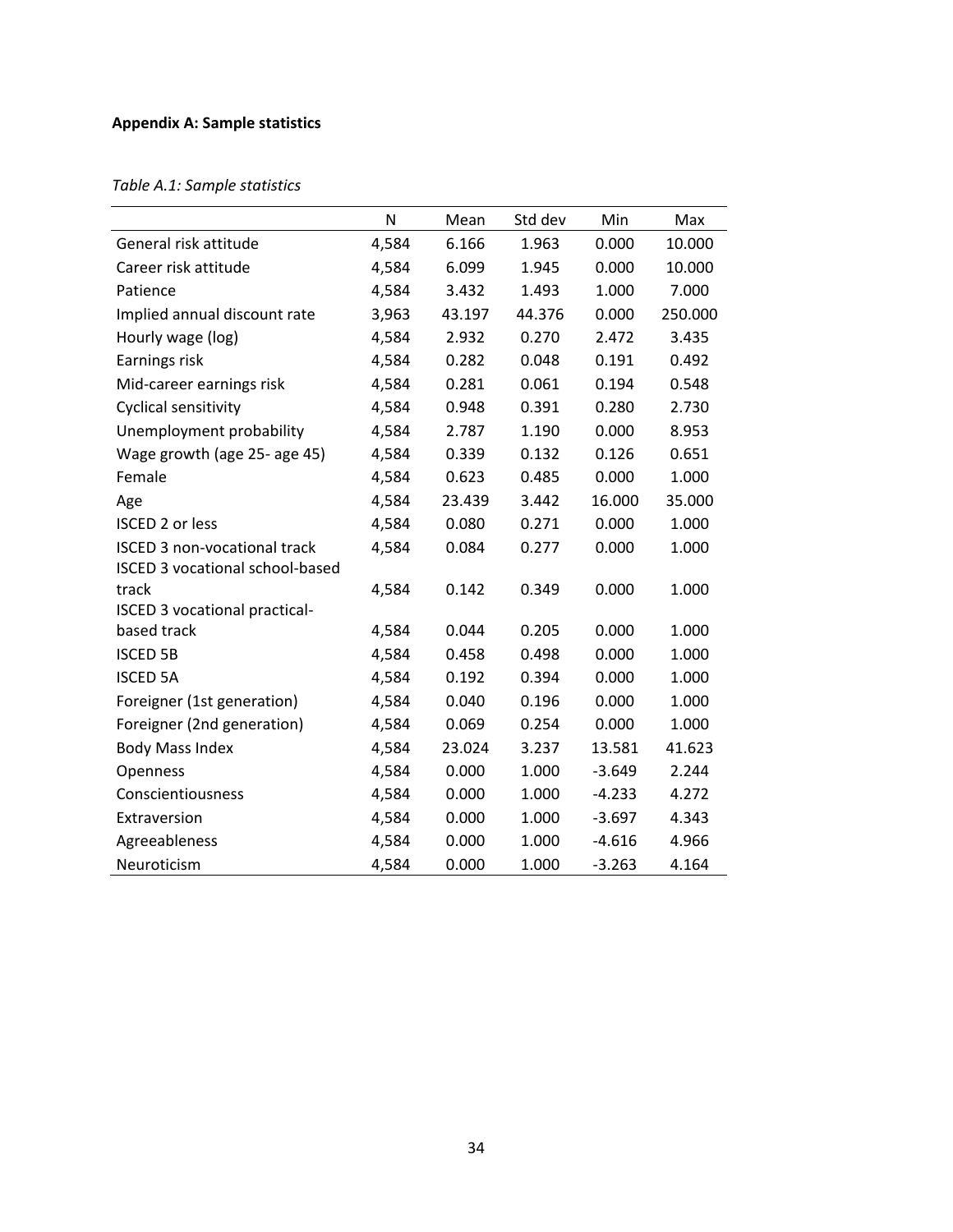**Appendix A: Sample statistics**

*Table A.1: Sample statistics*

| | N | Mean | Std dev | Min | Max |
|---|---|---|---|---|---|
| General risk attitude | 4,584 | 6.166 | 1.963 | 0.000 | 10.000 |
| Career risk attitude | 4,584 | 6.099 | 1.945 | 0.000 | 10.000 |
| Patience | 4,584 | 3.432 | 1.493 | 1.000 | 7.000 |
| Implied annual discount rate | 3,963 | 43.197 | 44.376 | 0.000 | 250.000 |
| Hourly wage (log) | 4,584 | 2.932 | 0.270 | 2.472 | 3.435 |
| Earnings risk | 4,584 | 0.282 | 0.048 | 0.191 | 0.492 |
| Mid-career earnings risk | 4,584 | 0.281 | 0.061 | 0.194 | 0.548 |
| Cyclical sensitivity | 4,584 | 0.948 | 0.391 | 0.280 | 2.730 |
| Unemployment probability | 4,584 | 2.787 | 1.190 | 0.000 | 8.953 |
| Wage growth (age 25- age 45) | 4,584 | 0.339 | 0.132 | 0.126 | 0.651 |
| Female | 4,584 | 0.623 | 0.485 | 0.000 | 1.000 |
| Age | 4,584 | 23.439 | 3.442 | 16.000 | 35.000 |
| ISCED 2 or less | 4,584 | 0.080 | 0.271 | 0.000 | 1.000 |
| ISCED 3 non-vocational track | 4,584 | 0.084 | 0.277 | 0.000 | 1.000 |
| ISCED 3 vocational school-based track | 4,584 | 0.142 | 0.349 | 0.000 | 1.000 |
| ISCED 3 vocational practical-based track | 4,584 | 0.044 | 0.205 | 0.000 | 1.000 |
| ISCED 5B | 4,584 | 0.458 | 0.498 | 0.000 | 1.000 |
| ISCED 5A | 4,584 | 0.192 | 0.394 | 0.000 | 1.000 |
| Foreigner (1st generation) | 4,584 | 0.040 | 0.196 | 0.000 | 1.000 |
| Foreigner (2nd generation) | 4,584 | 0.069 | 0.254 | 0.000 | 1.000 |
| Body Mass Index | 4,584 | 23.024 | 3.237 | 13.581 | 41.623 |
| Openness | 4,584 | 0.000 | 1.000 | -3.649 | 2.244 |
| Conscientiousness | 4,584 | 0.000 | 1.000 | -4.233 | 4.272 |
| Extraversion | 4,584 | 0.000 | 1.000 | -3.697 | 4.343 |
| Agreeableness | 4,584 | 0.000 | 1.000 | -4.616 | 4.966 |
| Neuroticism | 4,584 | 0.000 | 1.000 | -3.263 | 4.164 |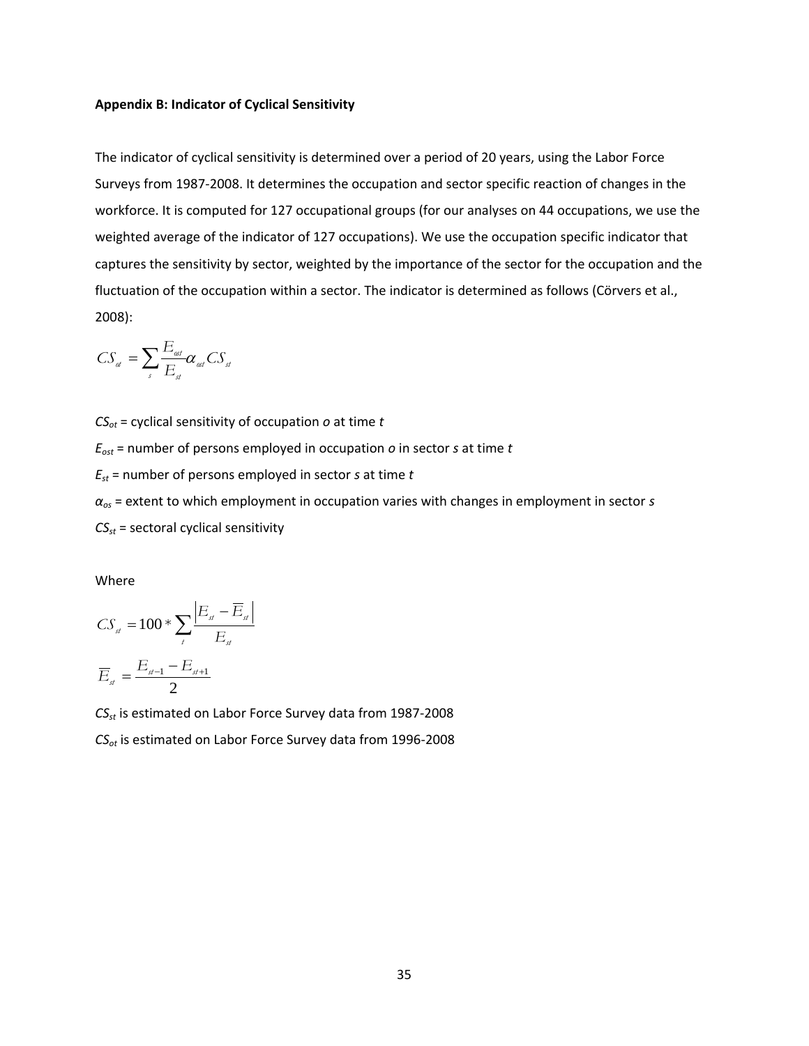**Appendix B: Indicator of Cyclical Sensitivity**

The indicator of cyclical sensitivity is determined over a period of 20 years, using the Labor Force Surveys from 1987-2008. It determines the occupation and sector specific reaction of changes in the workforce. It is computed for 127 occupational groups (for our analyses on 44 occupations, we use the weighted average of the indicator of 127 occupations). We use the occupation specific indicator that captures the sensitivity by sector, weighted by the importance of the sector for the occupation and the fluctuation of the occupation within a sector. The indicator is determined as follows (Cörvers et al., 2008):

$$CS_{ot} = \sum_{s} \frac{E_{ost}}{E_{st}} \alpha_{ost} CS_{st}$$

$CS_{ot}$ = cyclical sensitivity of occupation *o* at time *t*

$E_{ost}$ = number of persons employed in occupation *o* in sector *s* at time *t*

$E_{st}$ = number of persons employed in sector *s* at time *t*

$\alpha_{os}$ = extent to which employment in occupation varies with changes in employment in sector *s*

$CS_{st}$ = sectoral cyclical sensitivity

Where

$$CS_{st} = 100 * \sum_{t} \frac{\left| E_{st} - \overline{E}_{st} \right|}{E_{st}}$$

$$\overline{E}_{st} = \frac{E_{st-1} - E_{st+1}}{2}$$

$CS_{st}$ is estimated on Labor Force Survey data from 1987-2008

$CS_{ot}$ is estimated on Labor Force Survey data from 1996-2008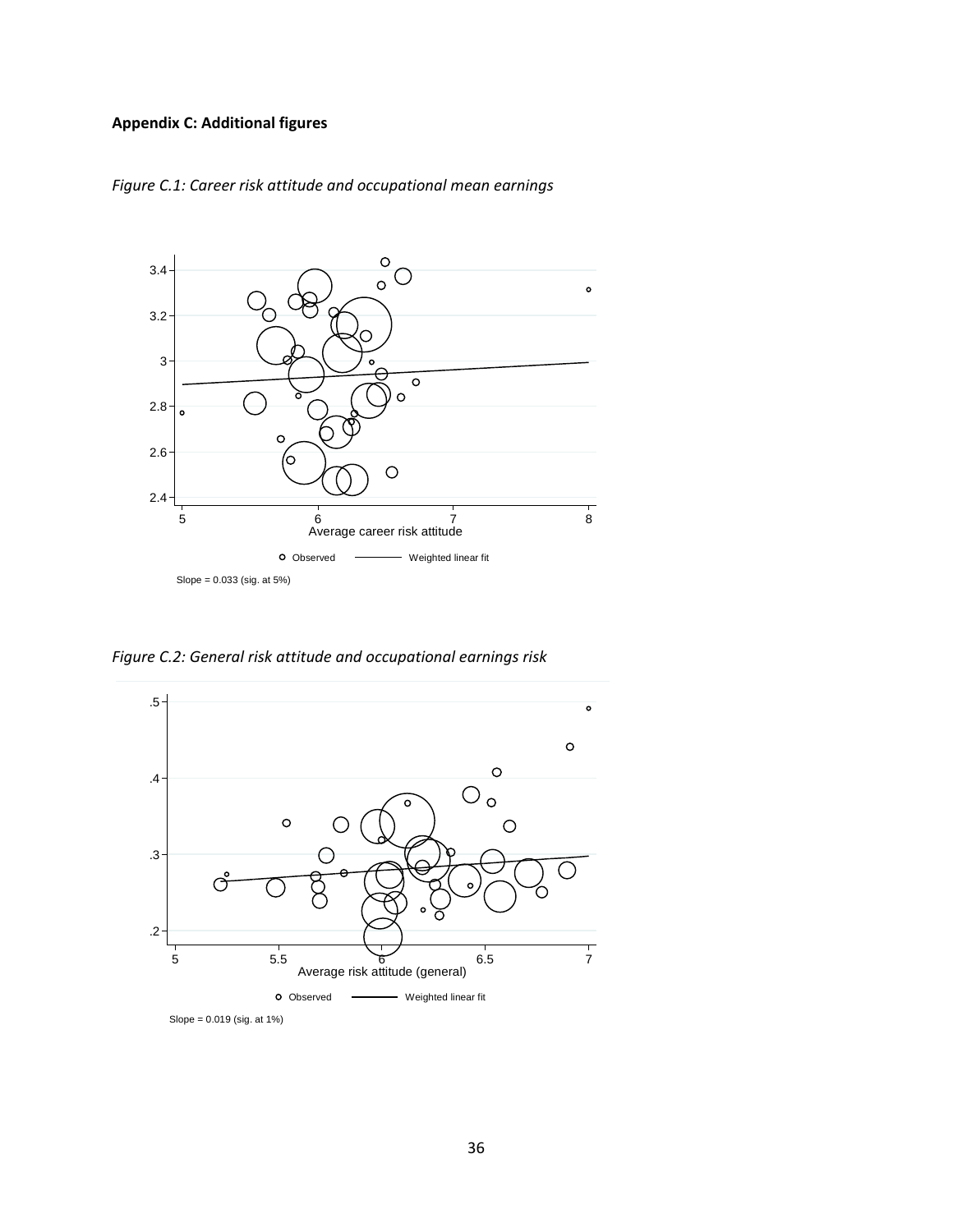**Appendix C: Additional figures**

*Figure C.1: Career risk attitude and occupational mean earnings*

Slope = 0.033 (sig. at 5%)

*Figure C.2: General risk attitude and occupational earnings risk*

Slope = 0.019 (sig. at 1%)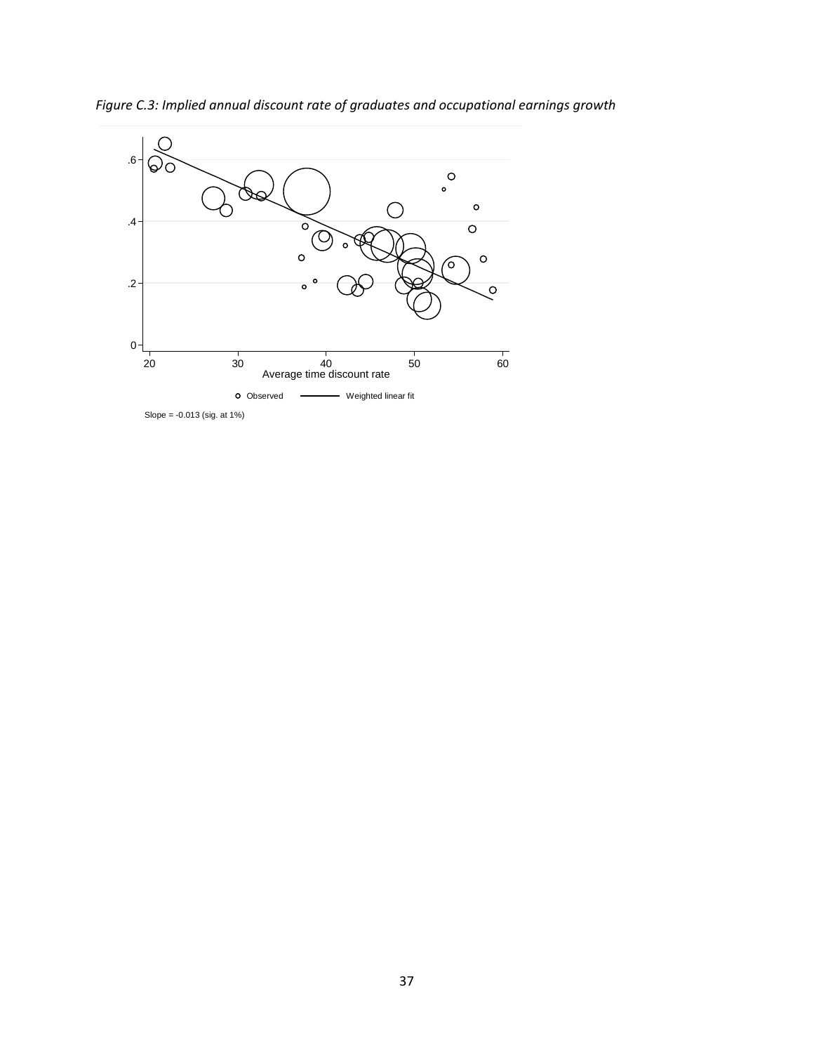*Figure C.3: Implied annual discount rate of graduates and occupational earnings growth*

.6
.4
.2
0
20
30
40
50
60
Average time discount rate

Observed
Weighted linear fit

Slope = -0.013 (sig. at 1%)